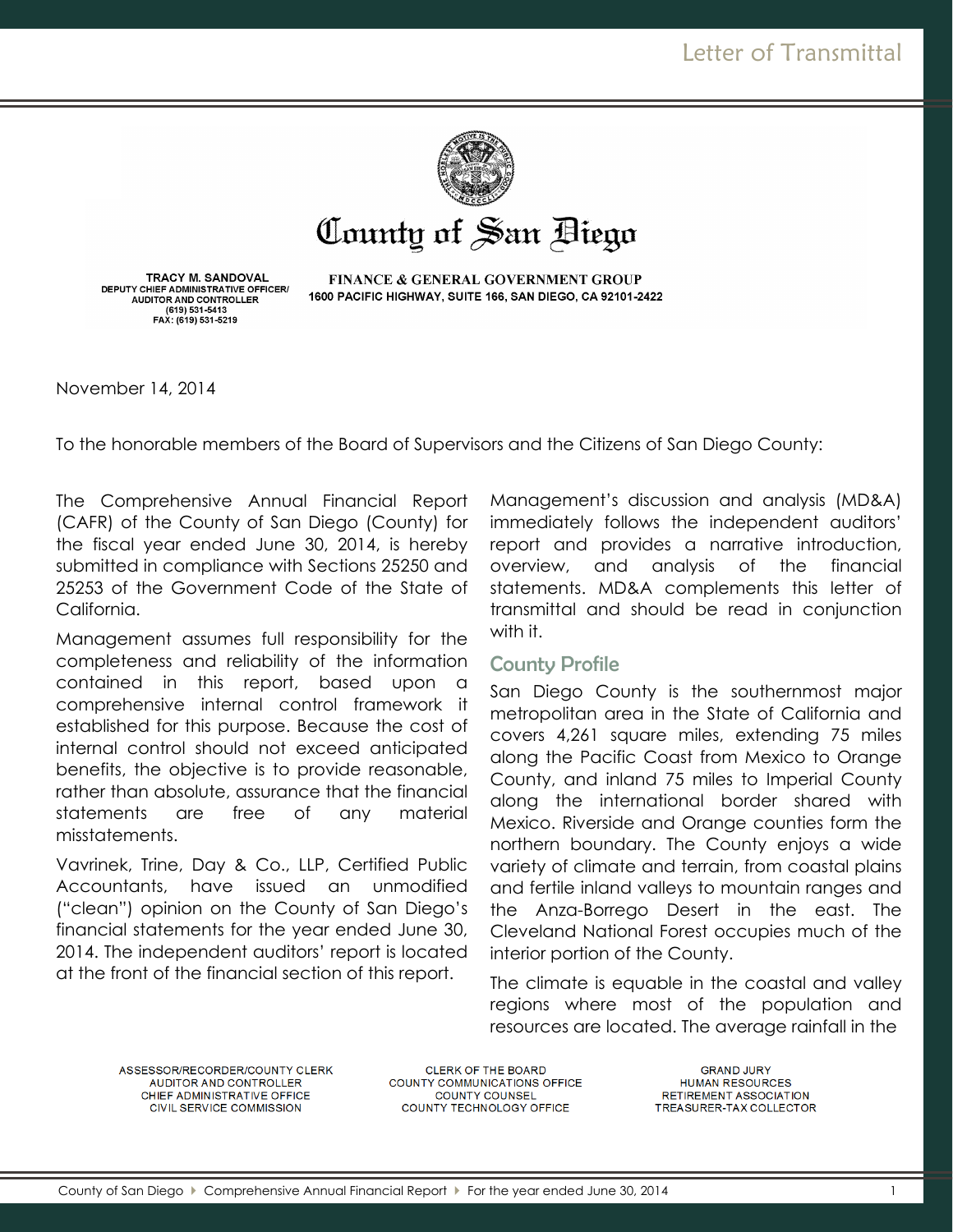# Letter of Transmittal

# County of San Diego

**TRACY M. SANDOVAL**
DEPUTY CHIEF ADMINISTRATIVE OFFICER/
AUDITOR AND CONTROLLER
(619) 531-5413
FAX: (619) 531-5219

**FINANCE & GENERAL GOVERNMENT GROUP**
1600 PACIFIC HIGHWAY, SUITE 166, SAN DIEGO, CA 92101-2422

November 14, 2014

To the honorable members of the Board of Supervisors and the Citizens of San Diego County:

The Comprehensive Annual Financial Report (CAFR) of the County of San Diego (County) for the fiscal year ended June 30, 2014, is hereby submitted in compliance with Sections 25250 and 25253 of the Government Code of the State of California.

Management assumes full responsibility for the completeness and reliability of the information contained in this report, based upon a comprehensive internal control framework it established for this purpose. Because the cost of internal control should not exceed anticipated benefits, the objective is to provide reasonable, rather than absolute, assurance that the financial statements are free of any material misstatements.

Vavrinek, Trine, Day & Co., LLP, Certified Public Accountants, have issued an unmodified ("clean") opinion on the County of San Diego's financial statements for the year ended June 30, 2014. The independent auditors' report is located at the front of the financial section of this report.

Management's discussion and analysis (MD&A) immediately follows the independent auditors' report and provides a narrative introduction, overview, and analysis of the financial statements. MD&A complements this letter of transmittal and should be read in conjunction with it.

## County Profile

San Diego County is the southernmost major metropolitan area in the State of California and covers 4,261 square miles, extending 75 miles along the Pacific Coast from Mexico to Orange County, and inland 75 miles to Imperial County along the international border shared with Mexico. Riverside and Orange counties form the northern boundary. The County enjoys a wide variety of climate and terrain, from coastal plains and fertile inland valleys to mountain ranges and the Anza-Borrego Desert in the east. The Cleveland National Forest occupies much of the interior portion of the County.

The climate is equable in the coastal and valley regions where most of the population and resources are located. The average rainfall in the

ASSESSOR/RECORDER/COUNTY CLERK
AUDITOR AND CONTROLLER
CHIEF ADMINISTRATIVE OFFICE
CIVIL SERVICE COMMISSION

CLERK OF THE BOARD
COUNTY COMMUNICATIONS OFFICE
COUNTY COUNSEL
COUNTY TECHNOLOGY OFFICE

GRAND JURY
HUMAN RESOURCES
RETIREMENT ASSOCIATION
TREASURER-TAX COLLECTOR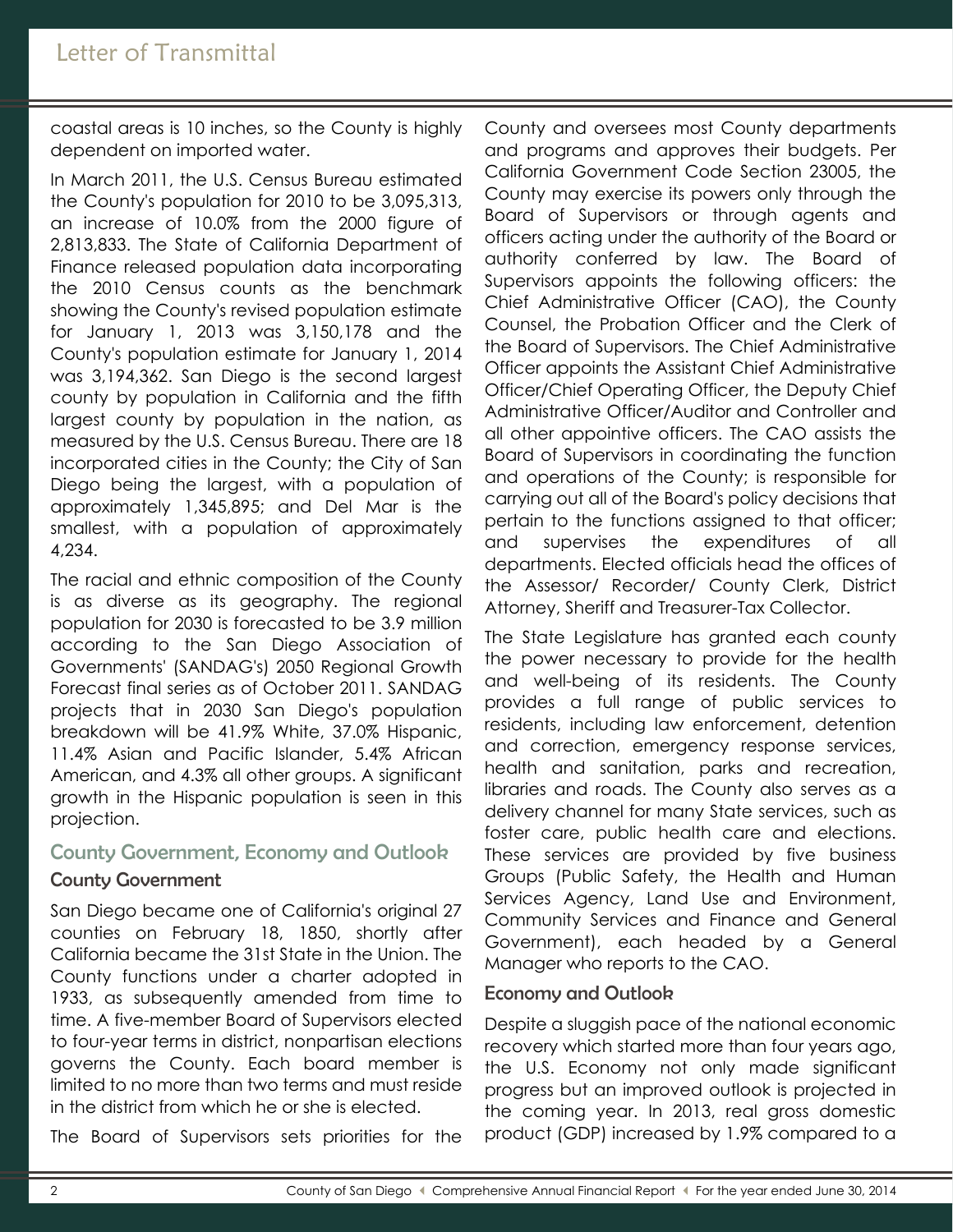coastal areas is 10 inches, so the County is highly dependent on imported water.

In March 2011, the U.S. Census Bureau estimated the County's population for 2010 to be 3,095,313, an increase of 10.0% from the 2000 figure of 2,813,833. The State of California Department of Finance released population data incorporating the 2010 Census counts as the benchmark showing the County's revised population estimate for January 1, 2013 was 3,150,178 and the County's population estimate for January 1, 2014 was 3,194,362. San Diego is the second largest county by population in California and the fifth largest county by population in the nation, as measured by the U.S. Census Bureau. There are 18 incorporated cities in the County; the City of San Diego being the largest, with a population of approximately 1,345,895; and Del Mar is the smallest, with a population of approximately 4,234.

The racial and ethnic composition of the County is as diverse as its geography. The regional population for 2030 is forecasted to be 3.9 million according to the San Diego Association of Governments' (SANDAG's) 2050 Regional Growth Forecast final series as of October 2011. SANDAG projects that in 2030 San Diego's population breakdown will be 41.9% White, 37.0% Hispanic, 11.4% Asian and Pacific Islander, 5.4% African American, and 4.3% all other groups. A significant growth in the Hispanic population is seen in this projection.

## County Government, Economy and Outlook

### County Government

San Diego became one of California's original 27 counties on February 18, 1850, shortly after California became the 31st State in the Union. The County functions under a charter adopted in 1933, as subsequently amended from time to time. A five-member Board of Supervisors elected to four-year terms in district, nonpartisan elections governs the County. Each board member is limited to no more than two terms and must reside in the district from which he or she is elected.

The Board of Supervisors sets priorities for the County and oversees most County departments and programs and approves their budgets. Per California Government Code Section 23005, the County may exercise its powers only through the Board of Supervisors or through agents and officers acting under the authority of the Board or authority conferred by law. The Board of Supervisors appoints the following officers: the Chief Administrative Officer (CAO), the County Counsel, the Probation Officer and the Clerk of the Board of Supervisors. The Chief Administrative Officer appoints the Assistant Chief Administrative Officer/Chief Operating Officer, the Deputy Chief Administrative Officer/Auditor and Controller and all other appointive officers. The CAO assists the Board of Supervisors in coordinating the function and operations of the County; is responsible for carrying out all of the Board's policy decisions that pertain to the functions assigned to that officer; and supervises the expenditures of all departments. Elected officials head the offices of the Assessor/ Recorder/ County Clerk, District Attorney, Sheriff and Treasurer-Tax Collector.

The State Legislature has granted each county the power necessary to provide for the health and well-being of its residents. The County provides a full range of public services to residents, including law enforcement, detention and correction, emergency response services, health and sanitation, parks and recreation, libraries and roads. The County also serves as a delivery channel for many State services, such as foster care, public health care and elections. These services are provided by five business Groups (Public Safety, the Health and Human Services Agency, Land Use and Environment, Community Services and Finance and General Government), each headed by a General Manager who reports to the CAO.

### Economy and Outlook

Despite a sluggish pace of the national economic recovery which started more than four years ago, the U.S. Economy not only made significant progress but an improved outlook is projected in the coming year. In 2013, real gross domestic product (GDP) increased by 1.9% compared to a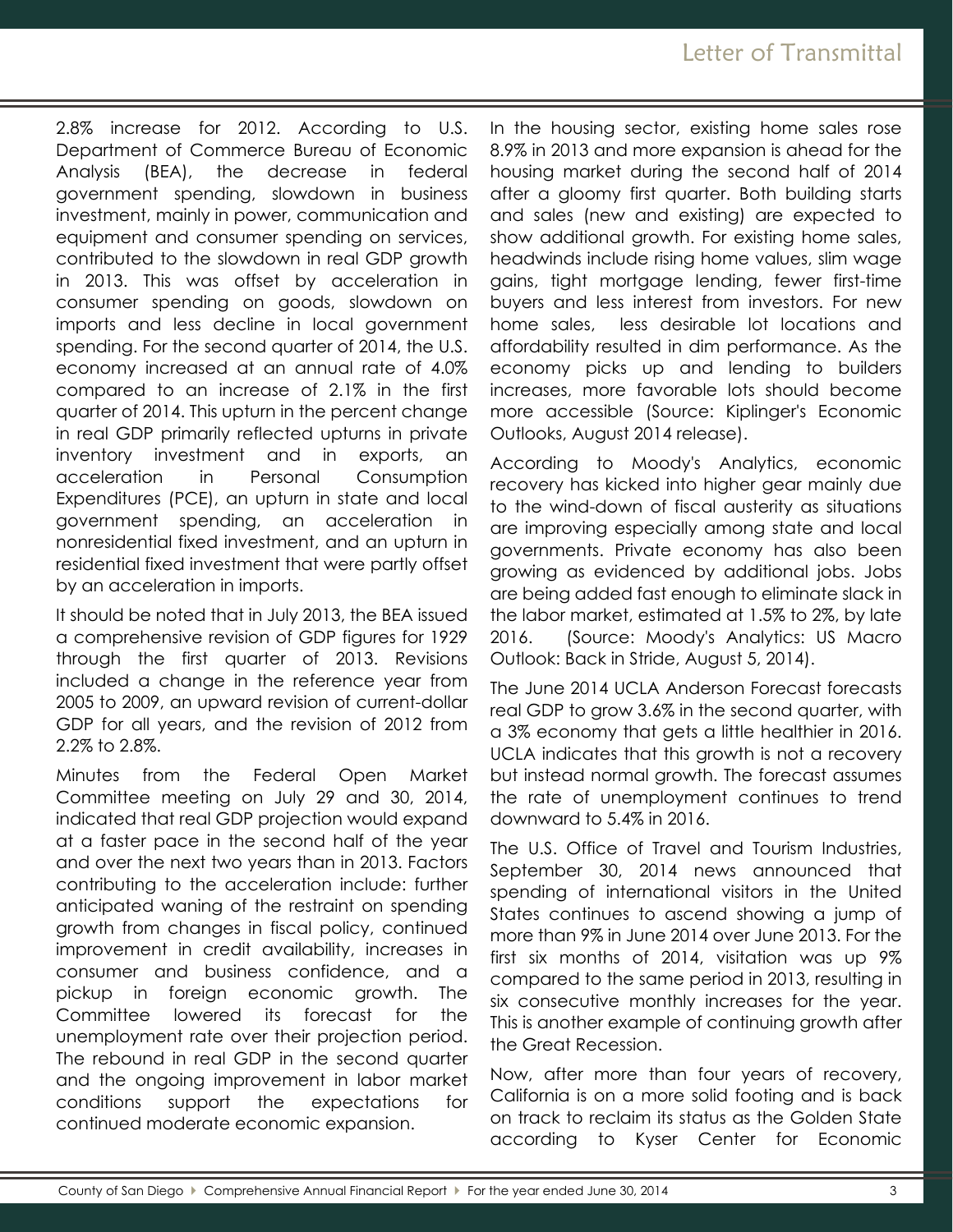2.8% increase for 2012. According to U.S. Department of Commerce Bureau of Economic Analysis (BEA), the decrease in federal government spending, slowdown in business investment, mainly in power, communication and equipment and consumer spending on services, contributed to the slowdown in real GDP growth in 2013. This was offset by acceleration in consumer spending on goods, slowdown on imports and less decline in local government spending. For the second quarter of 2014, the U.S. economy increased at an annual rate of 4.0% compared to an increase of 2.1% in the first quarter of 2014. This upturn in the percent change in real GDP primarily reflected upturns in private inventory investment and in exports, an acceleration in Personal Consumption Expenditures (PCE), an upturn in state and local government spending, an acceleration in nonresidential fixed investment, and an upturn in residential fixed investment that were partly offset by an acceleration in imports.

It should be noted that in July 2013, the BEA issued a comprehensive revision of GDP figures for 1929 through the first quarter of 2013. Revisions included a change in the reference year from 2005 to 2009, an upward revision of current-dollar GDP for all years, and the revision of 2012 from 2.2% to 2.8%.

Minutes from the Federal Open Market Committee meeting on July 29 and 30, 2014, indicated that real GDP projection would expand at a faster pace in the second half of the year and over the next two years than in 2013. Factors contributing to the acceleration include: further anticipated waning of the restraint on spending growth from changes in fiscal policy, continued improvement in credit availability, increases in consumer and business confidence, and a pickup in foreign economic growth. The Committee lowered its forecast for the unemployment rate over their projection period. The rebound in real GDP in the second quarter and the ongoing improvement in labor market conditions support the expectations for continued moderate economic expansion.

In the housing sector, existing home sales rose 8.9% in 2013 and more expansion is ahead for the housing market during the second half of 2014 after a gloomy first quarter. Both building starts and sales (new and existing) are expected to show additional growth. For existing home sales, headwinds include rising home values, slim wage gains, tight mortgage lending, fewer first-time buyers and less interest from investors. For new home sales, less desirable lot locations and affordability resulted in dim performance. As the economy picks up and lending to builders increases, more favorable lots should become more accessible (Source: Kiplinger's Economic Outlooks, August 2014 release).

According to Moody's Analytics, economic recovery has kicked into higher gear mainly due to the wind-down of fiscal austerity as situations are improving especially among state and local governments. Private economy has also been growing as evidenced by additional jobs. Jobs are being added fast enough to eliminate slack in the labor market, estimated at 1.5% to 2%, by late 2016. (Source: Moody's Analytics: US Macro Outlook: Back in Stride, August 5, 2014).

The June 2014 UCLA Anderson Forecast forecasts real GDP to grow 3.6% in the second quarter, with a 3% economy that gets a little healthier in 2016. UCLA indicates that this growth is not a recovery but instead normal growth. The forecast assumes the rate of unemployment continues to trend downward to 5.4% in 2016.

The U.S. Office of Travel and Tourism Industries, September 30, 2014 news announced that spending of international visitors in the United States continues to ascend showing a jump of more than 9% in June 2014 over June 2013. For the first six months of 2014, visitation was up 9% compared to the same period in 2013, resulting in six consecutive monthly increases for the year. This is another example of continuing growth after the Great Recession.

Now, after more than four years of recovery, California is on a more solid footing and is back on track to reclaim its status as the Golden State according to Kyser Center for Economic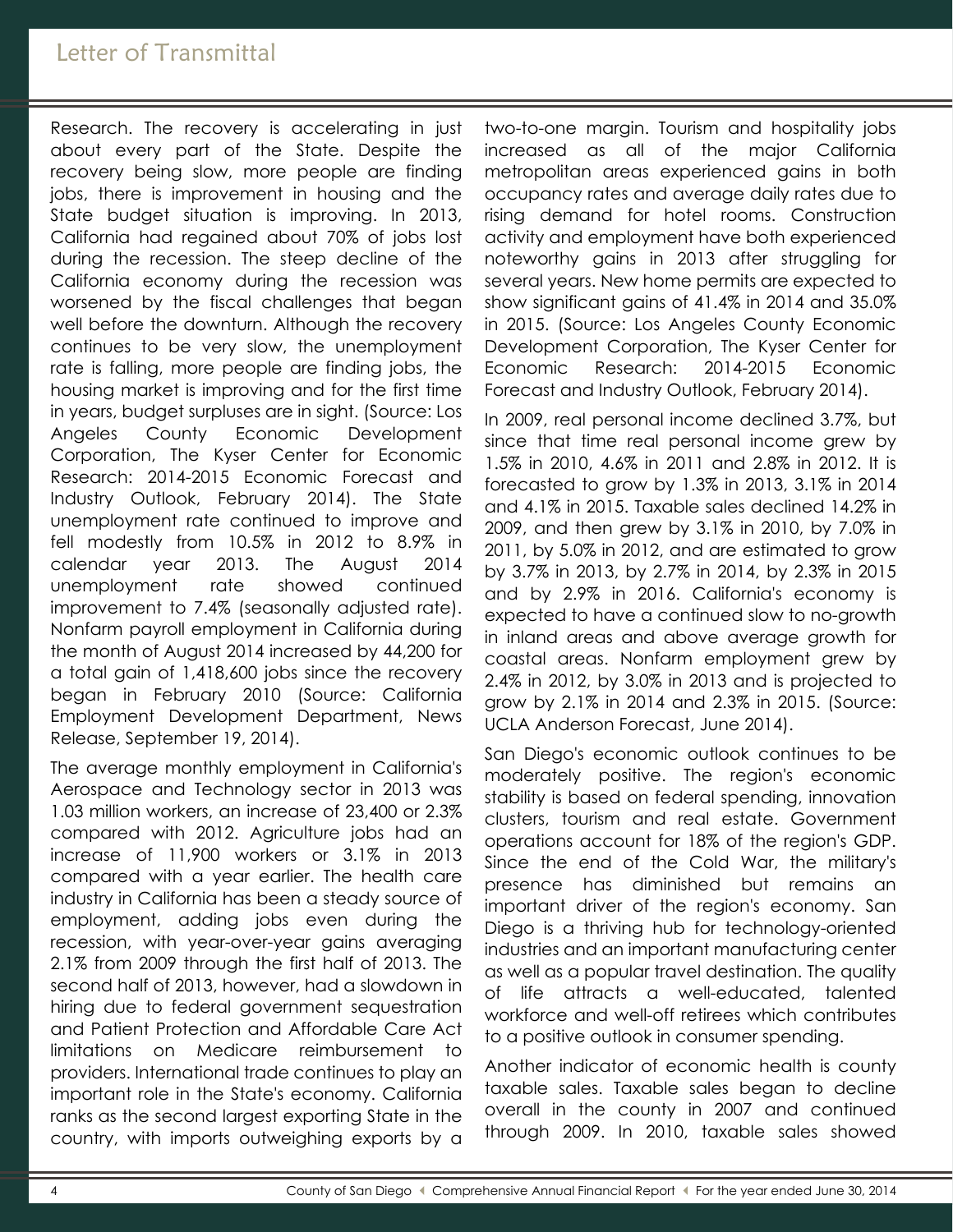Research. The recovery is accelerating in just about every part of the State. Despite the recovery being slow, more people are finding jobs, there is improvement in housing and the State budget situation is improving. In 2013, California had regained about 70% of jobs lost during the recession. The steep decline of the California economy during the recession was worsened by the fiscal challenges that began well before the downturn. Although the recovery continues to be very slow, the unemployment rate is falling, more people are finding jobs, the housing market is improving and for the first time in years, budget surpluses are in sight. (Source: Los Angeles County Economic Development Corporation, The Kyser Center for Economic Research: 2014-2015 Economic Forecast and Industry Outlook, February 2014). The State unemployment rate continued to improve and fell modestly from 10.5% in 2012 to 8.9% in calendar year 2013. The August 2014 unemployment rate showed continued improvement to 7.4% (seasonally adjusted rate). Nonfarm payroll employment in California during the month of August 2014 increased by 44,200 for a total gain of 1,418,600 jobs since the recovery began in February 2010 (Source: California Employment Development Department, News Release, September 19, 2014).

The average monthly employment in California's Aerospace and Technology sector in 2013 was 1.03 million workers, an increase of 23,400 or 2.3% compared with 2012. Agriculture jobs had an increase of 11,900 workers or 3.1% in 2013 compared with a year earlier. The health care industry in California has been a steady source of employment, adding jobs even during the recession, with year-over-year gains averaging 2.1% from 2009 through the first half of 2013. The second half of 2013, however, had a slowdown in hiring due to federal government sequestration and Patient Protection and Affordable Care Act limitations on Medicare reimbursement to providers. International trade continues to play an important role in the State's economy. California ranks as the second largest exporting State in the country, with imports outweighing exports by a two-to-one margin. Tourism and hospitality jobs increased as all of the major California metropolitan areas experienced gains in both occupancy rates and average daily rates due to rising demand for hotel rooms. Construction activity and employment have both experienced noteworthy gains in 2013 after struggling for several years. New home permits are expected to show significant gains of 41.4% in 2014 and 35.0% in 2015. (Source: Los Angeles County Economic Development Corporation, The Kyser Center for Economic Research: 2014-2015 Economic Forecast and Industry Outlook, February 2014).

In 2009, real personal income declined 3.7%, but since that time real personal income grew by 1.5% in 2010, 4.6% in 2011 and 2.8% in 2012. It is forecasted to grow by 1.3% in 2013, 3.1% in 2014 and 4.1% in 2015. Taxable sales declined 14.2% in 2009, and then grew by 3.1% in 2010, by 7.0% in 2011, by 5.0% in 2012, and are estimated to grow by 3.7% in 2013, by 2.7% in 2014, by 2.3% in 2015 and by 2.9% in 2016. California's economy is expected to have a continued slow to no-growth in inland areas and above average growth for coastal areas. Nonfarm employment grew by 2.4% in 2012, by 3.0% in 2013 and is projected to grow by 2.1% in 2014 and 2.3% in 2015. (Source: UCLA Anderson Forecast, June 2014).

San Diego's economic outlook continues to be moderately positive. The region's economic stability is based on federal spending, innovation clusters, tourism and real estate. Government operations account for 18% of the region's GDP. Since the end of the Cold War, the military's presence has diminished but remains an important driver of the region's economy. San Diego is a thriving hub for technology-oriented industries and an important manufacturing center as well as a popular travel destination. The quality of life attracts a well-educated, talented workforce and well-off retirees which contributes to a positive outlook in consumer spending.

Another indicator of economic health is county taxable sales. Taxable sales began to decline overall in the county in 2007 and continued through 2009. In 2010, taxable sales showed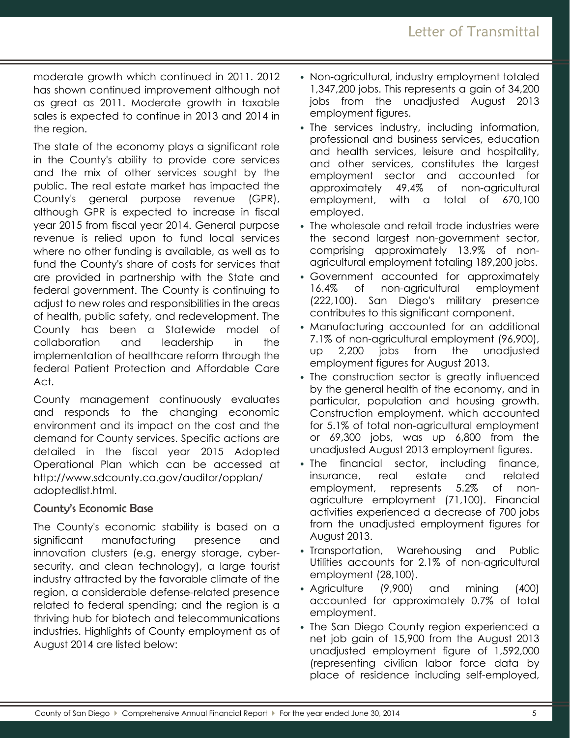moderate growth which continued in 2011. 2012 has shown continued improvement although not as great as 2011. Moderate growth in taxable sales is expected to continue in 2013 and 2014 in the region.

The state of the economy plays a significant role in the County's ability to provide core services and the mix of other services sought by the public. The real estate market has impacted the County's general purpose revenue (GPR), although GPR is expected to increase in fiscal year 2015 from fiscal year 2014. General purpose revenue is relied upon to fund local services where no other funding is available, as well as to fund the County's share of costs for services that are provided in partnership with the State and federal government. The County is continuing to adjust to new roles and responsibilities in the areas of health, public safety, and redevelopment. The County has been a Statewide model of collaboration and leadership in the implementation of healthcare reform through the federal Patient Protection and Affordable Care Act.

County management continuously evaluates and responds to the changing economic environment and its impact on the cost and the demand for County services. Specific actions are detailed in the fiscal year 2015 Adopted Operational Plan which can be accessed at http://www.sdcounty.ca.gov/auditor/opplan/adoptedlist.html.

### County's Economic Base

The County's economic stability is based on a significant manufacturing presence and innovation clusters (e.g. energy storage, cyber-security, and clean technology), a large tourist industry attracted by the favorable climate of the region, a considerable defense-related presence related to federal spending; and the region is a thriving hub for biotech and telecommunications industries. Highlights of County employment as of August 2014 are listed below:

- Non-agricultural, industry employment totaled 1,347,200 jobs. This represents a gain of 34,200 jobs from the unadjusted August 2013 employment figures.
- The services industry, including information, professional and business services, education and health services, leisure and hospitality, and other services, constitutes the largest employment sector and accounted for approximately 49.4% of non-agricultural employment, with a total of 670,100 employed.
- The wholesale and retail trade industries were the second largest non-government sector, comprising approximately 13.9% of non-agricultural employment totaling 189,200 jobs.
- Government accounted for approximately 16.4% of non-agricultural employment (222,100). San Diego's military presence contributes to this significant component.
- Manufacturing accounted for an additional 7.1% of non-agricultural employment (96,900), up 2,200 jobs from the unadjusted employment figures for August 2013.
- The construction sector is greatly influenced by the general health of the economy, and in particular, population and housing growth. Construction employment, which accounted for 5.1% of total non-agricultural employment or 69,300 jobs, was up 6,800 from the unadjusted August 2013 employment figures.
- The financial sector, including finance, insurance, real estate and related employment, represents 5.2% of non-agriculture employment (71,100). Financial activities experienced a decrease of 700 jobs from the unadjusted employment figures for August 2013.
- Transportation, Warehousing and Public Utilities accounts for 2.1% of non-agricultural employment (28,100).
- Agriculture (9,900) and mining (400) accounted for approximately 0.7% of total employment.
- The San Diego County region experienced a net job gain of 15,900 from the August 2013 unadjusted employment figure of 1,592,000 (representing civilian labor force data by place of residence including self-employed,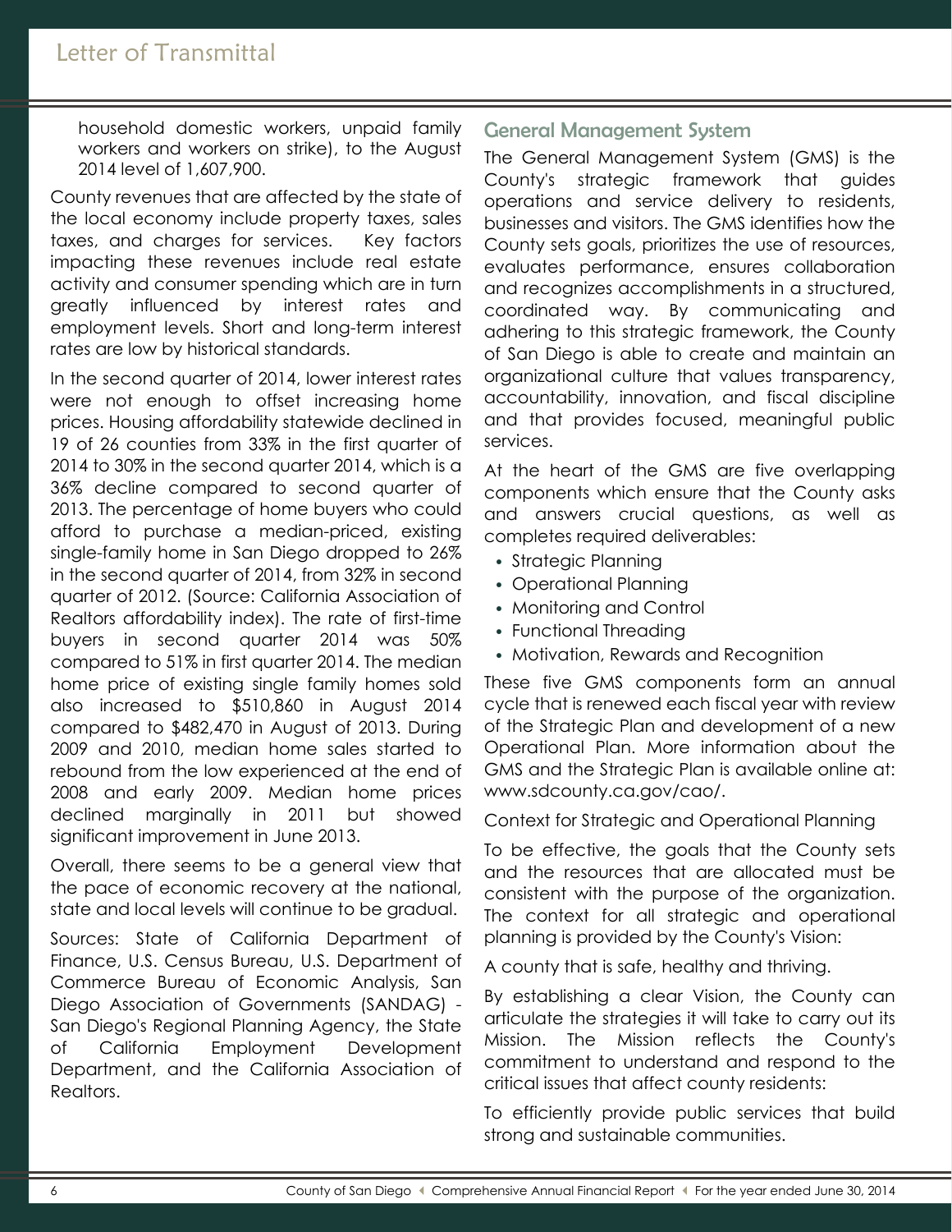household domestic workers, unpaid family workers and workers on strike), to the August 2014 level of 1,607,900.

County revenues that are affected by the state of the local economy include property taxes, sales taxes, and charges for services. Key factors impacting these revenues include real estate activity and consumer spending which are in turn greatly influenced by interest rates and employment levels. Short and long-term interest rates are low by historical standards.

In the second quarter of 2014, lower interest rates were not enough to offset increasing home prices. Housing affordability statewide declined in 19 of 26 counties from 33% in the first quarter of 2014 to 30% in the second quarter 2014, which is a 36% decline compared to second quarter of 2013. The percentage of home buyers who could afford to purchase a median-priced, existing single-family home in San Diego dropped to 26% in the second quarter of 2014, from 32% in second quarter of 2012. (Source: California Association of Realtors affordability index). The rate of first-time buyers in second quarter 2014 was 50% compared to 51% in first quarter 2014. The median home price of existing single family homes sold also increased to $510,860 in August 2014 compared to $482,470 in August of 2013. During 2009 and 2010, median home sales started to rebound from the low experienced at the end of 2008 and early 2009. Median home prices declined marginally in 2011 but showed significant improvement in June 2013.

Overall, there seems to be a general view that the pace of economic recovery at the national, state and local levels will continue to be gradual.

Sources: State of California Department of Finance, U.S. Census Bureau, U.S. Department of Commerce Bureau of Economic Analysis, San Diego Association of Governments (SANDAG) - San Diego's Regional Planning Agency, the State of California Employment Development Department, and the California Association of Realtors.

## General Management System

The General Management System (GMS) is the County's strategic framework that guides operations and service delivery to residents, businesses and visitors. The GMS identifies how the County sets goals, prioritizes the use of resources, evaluates performance, ensures collaboration and recognizes accomplishments in a structured, coordinated way. By communicating and adhering to this strategic framework, the County of San Diego is able to create and maintain an organizational culture that values transparency, accountability, innovation, and fiscal discipline and that provides focused, meaningful public services.

At the heart of the GMS are five overlapping components which ensure that the County asks and answers crucial questions, as well as completes required deliverables:

- Strategic Planning
- Operational Planning
- Monitoring and Control
- Functional Threading
- Motivation, Rewards and Recognition

These five GMS components form an annual cycle that is renewed each fiscal year with review of the Strategic Plan and development of a new Operational Plan. More information about the GMS and the Strategic Plan is available online at: www.sdcounty.ca.gov/cao/.

Context for Strategic and Operational Planning

To be effective, the goals that the County sets and the resources that are allocated must be consistent with the purpose of the organization. The context for all strategic and operational planning is provided by the County's Vision:

A county that is safe, healthy and thriving.

By establishing a clear Vision, the County can articulate the strategies it will take to carry out its Mission. The Mission reflects the County's commitment to understand and respond to the critical issues that affect county residents:

To efficiently provide public services that build strong and sustainable communities.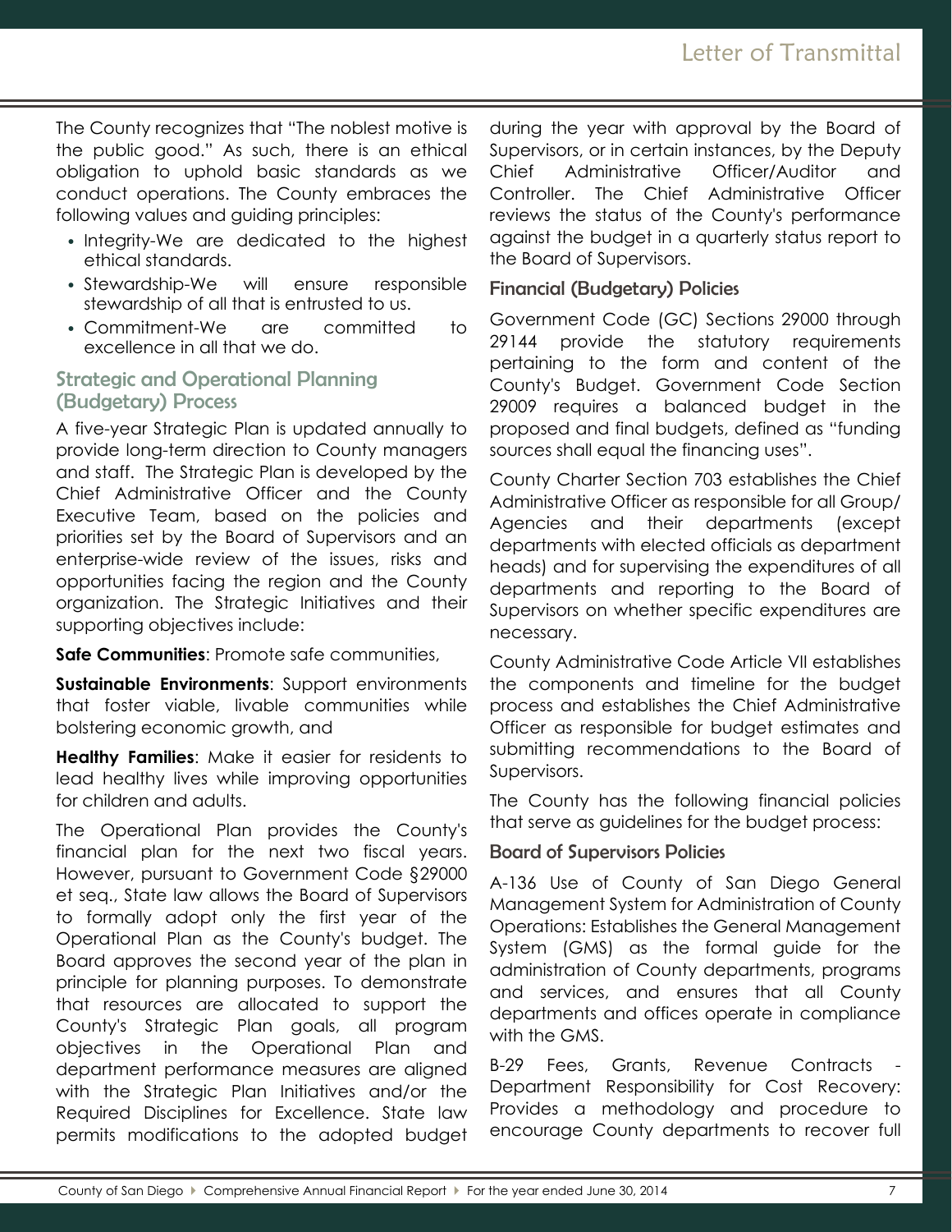The County recognizes that "The noblest motive is the public good." As such, there is an ethical obligation to uphold basic standards as we conduct operations. The County embraces the following values and guiding principles:

- Integrity-We are dedicated to the highest ethical standards.
- Stewardship-We will ensure responsible stewardship of all that is entrusted to us.
- Commitment-We are committed to excellence in all that we do.

### Strategic and Operational Planning (Budgetary) Process

A five-year Strategic Plan is updated annually to provide long-term direction to County managers and staff. The Strategic Plan is developed by the Chief Administrative Officer and the County Executive Team, based on the policies and priorities set by the Board of Supervisors and an enterprise-wide review of the issues, risks and opportunities facing the region and the County organization. The Strategic Initiatives and their supporting objectives include:

**Safe Communities**: Promote safe communities,

**Sustainable Environments**: Support environments that foster viable, livable communities while bolstering economic growth, and

**Healthy Families**: Make it easier for residents to lead healthy lives while improving opportunities for children and adults.

The Operational Plan provides the County's financial plan for the next two fiscal years. However, pursuant to Government Code §29000 et seq., State law allows the Board of Supervisors to formally adopt only the first year of the Operational Plan as the County's budget. The Board approves the second year of the plan in principle for planning purposes. To demonstrate that resources are allocated to support the County's Strategic Plan goals, all program objectives in the Operational Plan and department performance measures are aligned with the Strategic Plan Initiatives and/or the Required Disciplines for Excellence. State law permits modifications to the adopted budget during the year with approval by the Board of Supervisors, or in certain instances, by the Deputy Chief Administrative Officer/Auditor and Controller. The Chief Administrative Officer reviews the status of the County's performance against the budget in a quarterly status report to the Board of Supervisors.

### Financial (Budgetary) Policies

Government Code (GC) Sections 29000 through 29144 provide the statutory requirements pertaining to the form and content of the County's Budget. Government Code Section 29009 requires a balanced budget in the proposed and final budgets, defined as "funding sources shall equal the financing uses".

County Charter Section 703 establishes the Chief Administrative Officer as responsible for all Group/Agencies and their departments (except departments with elected officials as department heads) and for supervising the expenditures of all departments and reporting to the Board of Supervisors on whether specific expenditures are necessary.

County Administrative Code Article VII establishes the components and timeline for the budget process and establishes the Chief Administrative Officer as responsible for budget estimates and submitting recommendations to the Board of Supervisors.

The County has the following financial policies that serve as guidelines for the budget process:

### Board of Supervisors Policies

A-136 Use of County of San Diego General Management System for Administration of County Operations: Establishes the General Management System (GMS) as the formal guide for the administration of County departments, programs and services, and ensures that all County departments and offices operate in compliance with the GMS.

B-29 Fees, Grants, Revenue Contracts - Department Responsibility for Cost Recovery: Provides a methodology and procedure to encourage County departments to recover full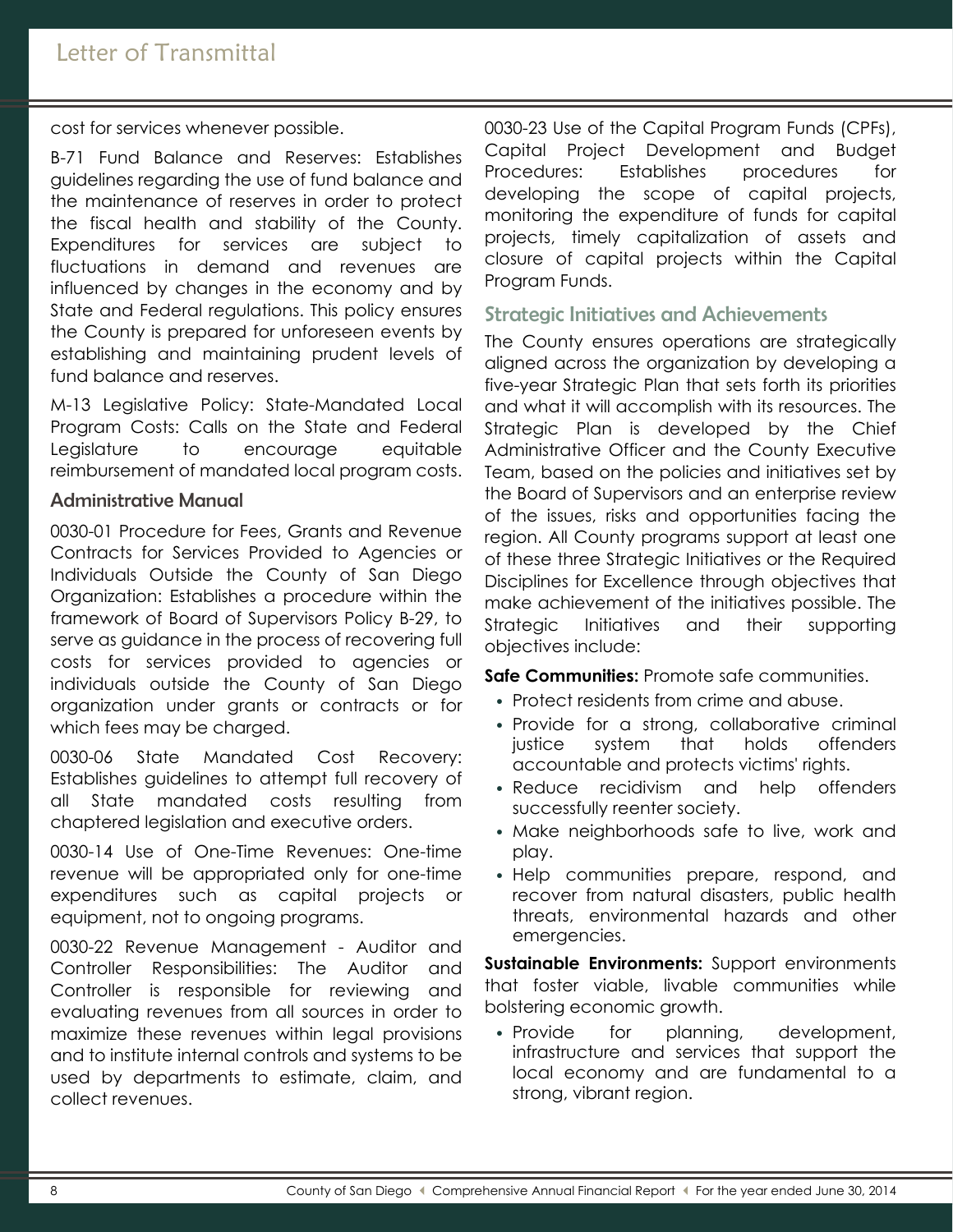cost for services whenever possible.

B-71 Fund Balance and Reserves: Establishes guidelines regarding the use of fund balance and the maintenance of reserves in order to protect the fiscal health and stability of the County. Expenditures for services are subject to fluctuations in demand and revenues are influenced by changes in the economy and by State and Federal regulations. This policy ensures the County is prepared for unforeseen events by establishing and maintaining prudent levels of fund balance and reserves.

M-13 Legislative Policy: State-Mandated Local Program Costs: Calls on the State and Federal Legislature to encourage equitable reimbursement of mandated local program costs.

### Administrative Manual

0030-01 Procedure for Fees, Grants and Revenue Contracts for Services Provided to Agencies or Individuals Outside the County of San Diego Organization: Establishes a procedure within the framework of Board of Supervisors Policy B-29, to serve as guidance in the process of recovering full costs for services provided to agencies or individuals outside the County of San Diego organization under grants or contracts or for which fees may be charged.

0030-06 State Mandated Cost Recovery: Establishes guidelines to attempt full recovery of all State mandated costs resulting from chaptered legislation and executive orders.

0030-14 Use of One-Time Revenues: One-time revenue will be appropriated only for one-time expenditures such as capital projects or equipment, not to ongoing programs.

0030-22 Revenue Management - Auditor and Controller Responsibilities: The Auditor and Controller is responsible for reviewing and evaluating revenues from all sources in order to maximize these revenues within legal provisions and to institute internal controls and systems to be used by departments to estimate, claim, and collect revenues.

0030-23 Use of the Capital Program Funds (CPFs), Capital Project Development and Budget Procedures: Establishes procedures for developing the scope of capital projects, monitoring the expenditure of funds for capital projects, timely capitalization of assets and closure of capital projects within the Capital Program Funds.

## Strategic Initiatives and Achievements

The County ensures operations are strategically aligned across the organization by developing a five-year Strategic Plan that sets forth its priorities and what it will accomplish with its resources. The Strategic Plan is developed by the Chief Administrative Officer and the County Executive Team, based on the policies and initiatives set by the Board of Supervisors and an enterprise review of the issues, risks and opportunities facing the region. All County programs support at least one of these three Strategic Initiatives or the Required Disciplines for Excellence through objectives that make achievement of the initiatives possible. The Strategic Initiatives and their supporting objectives include:

**Safe Communities:** Promote safe communities.

- Protect residents from crime and abuse.
- Provide for a strong, collaborative criminal justice system that holds offenders accountable and protects victims' rights.
- Reduce recidivism and help offenders successfully reenter society.
- Make neighborhoods safe to live, work and play.
- Help communities prepare, respond, and recover from natural disasters, public health threats, environmental hazards and other emergencies.

**Sustainable Environments:** Support environments that foster viable, livable communities while bolstering economic growth.

- Provide for planning, development, infrastructure and services that support the local economy and are fundamental to a strong, vibrant region.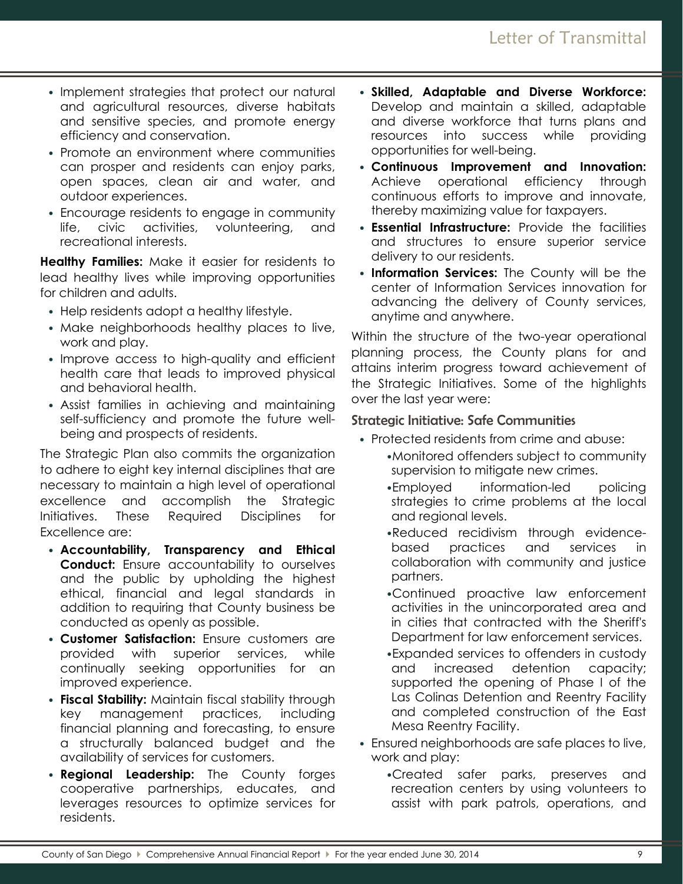- Implement strategies that protect our natural and agricultural resources, diverse habitats and sensitive species, and promote energy efficiency and conservation.
- Promote an environment where communities can prosper and residents can enjoy parks, open spaces, clean air and water, and outdoor experiences.
- Encourage residents to engage in community life, civic activities, volunteering, and recreational interests.

**Healthy Families:** Make it easier for residents to lead healthy lives while improving opportunities for children and adults.

- Help residents adopt a healthy lifestyle.
- Make neighborhoods healthy places to live, work and play.
- Improve access to high-quality and efficient health care that leads to improved physical and behavioral health.
- Assist families in achieving and maintaining self-sufficiency and promote the future well-being and prospects of residents.

The Strategic Plan also commits the organization to adhere to eight key internal disciplines that are necessary to maintain a high level of operational excellence and accomplish the Strategic Initiatives. These Required Disciplines for Excellence are:

- **Accountability, Transparency and Ethical Conduct:** Ensure accountability to ourselves and the public by upholding the highest ethical, financial and legal standards in addition to requiring that County business be conducted as openly as possible.
- **Customer Satisfaction:** Ensure customers are provided with superior services, while continually seeking opportunities for an improved experience.
- **Fiscal Stability:** Maintain fiscal stability through key management practices, including financial planning and forecasting, to ensure a structurally balanced budget and the availability of services for customers.
- **Regional Leadership:** The County forges cooperative partnerships, educates, and leverages resources to optimize services for residents.
- **Skilled, Adaptable and Diverse Workforce:** Develop and maintain a skilled, adaptable and diverse workforce that turns plans and resources into success while providing opportunities for well-being.
- **Continuous Improvement and Innovation:** Achieve operational efficiency through continuous efforts to improve and innovate, thereby maximizing value for taxpayers.
- **Essential Infrastructure:** Provide the facilities and structures to ensure superior service delivery to our residents.
- **Information Services:** The County will be the center of Information Services innovation for advancing the delivery of County services, anytime and anywhere.

Within the structure of the two-year operational planning process, the County plans for and attains interim progress toward achievement of the Strategic Initiatives. Some of the highlights over the last year were:

### Strategic Initiative: Safe Communities

- Protected residents from crime and abuse:
  - Monitored offenders subject to community supervision to mitigate new crimes.
  - Employed information-led policing strategies to crime problems at the local and regional levels.
  - Reduced recidivism through evidence-based practices and services in collaboration with community and justice partners.
  - Continued proactive law enforcement activities in the unincorporated area and in cities that contracted with the Sheriff's Department for law enforcement services.
  - Expanded services to offenders in custody and increased detention capacity; supported the opening of Phase I of the Las Colinas Detention and Reentry Facility and completed construction of the East Mesa Reentry Facility.
- Ensured neighborhoods are safe places to live, work and play:
  - Created safer parks, preserves and recreation centers by using volunteers to assist with park patrols, operations, and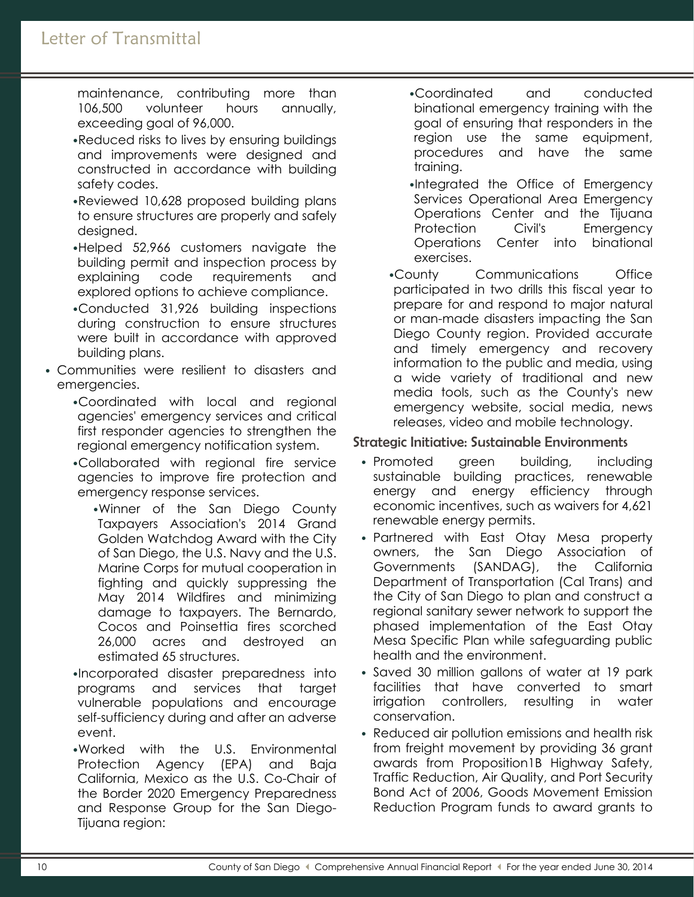maintenance, contributing more than 106,500 volunteer hours annually, exceeding goal of 96,000.
  - Reduced risks to lives by ensuring buildings and improvements were designed and constructed in accordance with building safety codes.
  - Reviewed 10,628 proposed building plans to ensure structures are properly and safely designed.
  - Helped 52,966 customers navigate the building permit and inspection process by explaining code requirements and explored options to achieve compliance.
  - Conducted 31,926 building inspections during construction to ensure structures were built in accordance with approved building plans.
- Communities were resilient to disasters and emergencies.
  - Coordinated with local and regional agencies' emergency services and critical first responder agencies to strengthen the regional emergency notification system.
  - Collaborated with regional fire service agencies to improve fire protection and emergency response services.
    - Winner of the San Diego County Taxpayers Association's 2014 Grand Golden Watchdog Award with the City of San Diego, the U.S. Navy and the U.S. Marine Corps for mutual cooperation in fighting and quickly suppressing the May 2014 Wildfires and minimizing damage to taxpayers. The Bernardo, Cocos and Poinsettia fires scorched 26,000 acres and destroyed an estimated 65 structures.
  - Incorporated disaster preparedness into programs and services that target vulnerable populations and encourage self-sufficiency during and after an adverse event.
  - Worked with the U.S. Environmental Protection Agency (EPA) and Baja California, Mexico as the U.S. Co-Chair of the Border 2020 Emergency Preparedness and Response Group for the San Diego-Tijuana region:
    - Coordinated and conducted binational emergency training with the goal of ensuring that responders in the region use the same equipment, procedures and have the same training.
    - Integrated the Office of Emergency Services Operational Area Emergency Operations Center and the Tijuana Protection Civil's Emergency Operations Center into binational exercises.
  - County Communications Office participated in two drills this fiscal year to prepare for and respond to major natural or man-made disasters impacting the San Diego County region. Provided accurate and timely emergency and recovery information to the public and media, using a wide variety of traditional and new media tools, such as the County's new emergency website, social media, news releases, video and mobile technology.

### Strategic Initiative: Sustainable Environments

- Promoted green building, including sustainable building practices, renewable energy and energy efficiency through economic incentives, such as waivers for 4,621 renewable energy permits.
- Partnered with East Otay Mesa property owners, the San Diego Association of Governments (SANDAG), the California Department of Transportation (Cal Trans) and the City of San Diego to plan and construct a regional sanitary sewer network to support the phased implementation of the East Otay Mesa Specific Plan while safeguarding public health and the environment.
- Saved 30 million gallons of water at 19 park facilities that have converted to smart irrigation controllers, resulting in water conservation.
- Reduced air pollution emissions and health risk from freight movement by providing 36 grant awards from Proposition1B Highway Safety, Traffic Reduction, Air Quality, and Port Security Bond Act of 2006, Goods Movement Emission Reduction Program funds to award grants to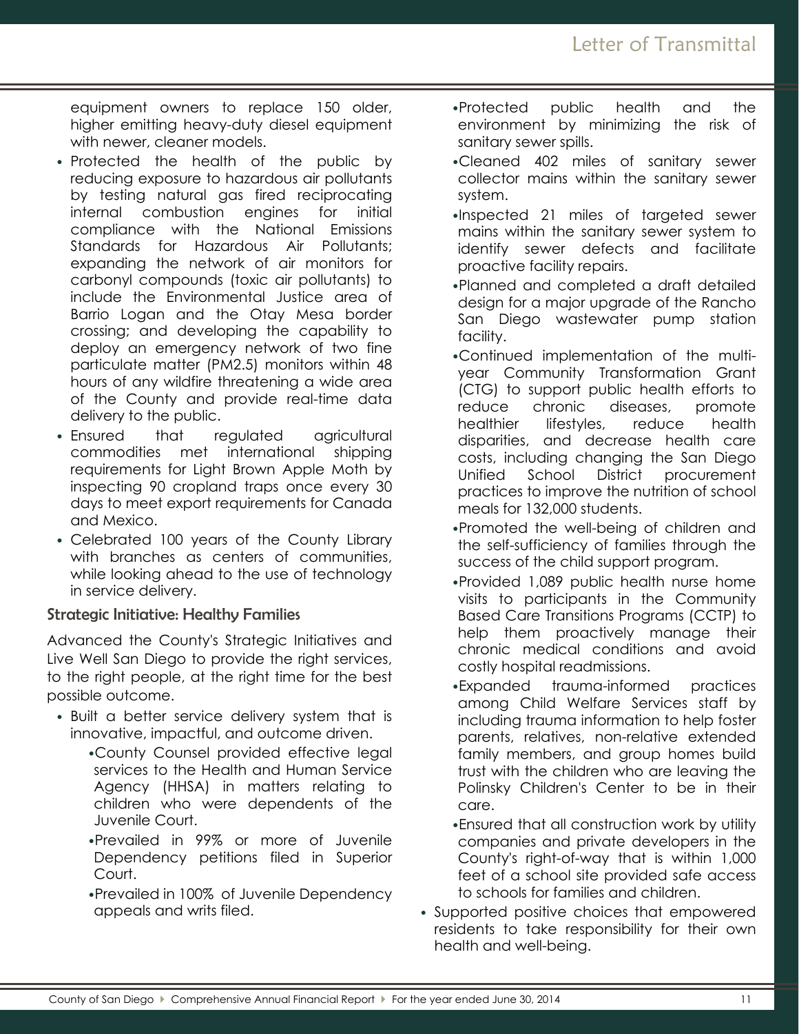equipment owners to replace 150 older, higher emitting heavy-duty diesel equipment with newer, cleaner models.

- Protected the health of the public by reducing exposure to hazardous air pollutants by testing natural gas fired reciprocating internal combustion engines for initial compliance with the National Emissions Standards for Hazardous Air Pollutants; expanding the network of air monitors for carbonyl compounds (toxic air pollutants) to include the Environmental Justice area of Barrio Logan and the Otay Mesa border crossing; and developing the capability to deploy an emergency network of two fine particulate matter (PM2.5) monitors within 48 hours of any wildfire threatening a wide area of the County and provide real-time data delivery to the public.
- Ensured that regulated agricultural commodities met international shipping requirements for Light Brown Apple Moth by inspecting 90 cropland traps once every 30 days to meet export requirements for Canada and Mexico.
- Celebrated 100 years of the County Library with branches as centers of communities, while looking ahead to the use of technology in service delivery.

### Strategic Initiative: Healthy Families

Advanced the County's Strategic Initiatives and Live Well San Diego to provide the right services, to the right people, at the right time for the best possible outcome.

- Built a better service delivery system that is innovative, impactful, and outcome driven.
  - County Counsel provided effective legal services to the Health and Human Service Agency (HHSA) in matters relating to children who were dependents of the Juvenile Court.
  - Prevailed in 99% or more of Juvenile Dependency petitions filed in Superior Court.
  - Prevailed in 100% of Juvenile Dependency appeals and writs filed.
  - Protected public health and the environment by minimizing the risk of sanitary sewer spills.
  - Cleaned 402 miles of sanitary sewer collector mains within the sanitary sewer system.
  - Inspected 21 miles of targeted sewer mains within the sanitary sewer system to identify sewer defects and facilitate proactive facility repairs.
  - Planned and completed a draft detailed design for a major upgrade of the Rancho San Diego wastewater pump station facility.
  - Continued implementation of the multi-year Community Transformation Grant (CTG) to support public health efforts to reduce chronic diseases, promote healthier lifestyles, reduce health disparities, and decrease health care costs, including changing the San Diego Unified School District procurement practices to improve the nutrition of school meals for 132,000 students.
  - Promoted the well-being of children and the self-sufficiency of families through the success of the child support program.
  - Provided 1,089 public health nurse home visits to participants in the Community Based Care Transitions Programs (CCTP) to help them proactively manage their chronic medical conditions and avoid costly hospital readmissions.
  - Expanded trauma-informed practices among Child Welfare Services staff by including trauma information to help foster parents, relatives, non-relative extended family members, and group homes build trust with the children who are leaving the Polinsky Children's Center to be in their care.
  - Ensured that all construction work by utility companies and private developers in the County's right-of-way that is within 1,000 feet of a school site provided safe access to schools for families and children.
- Supported positive choices that empowered residents to take responsibility for their own health and well-being.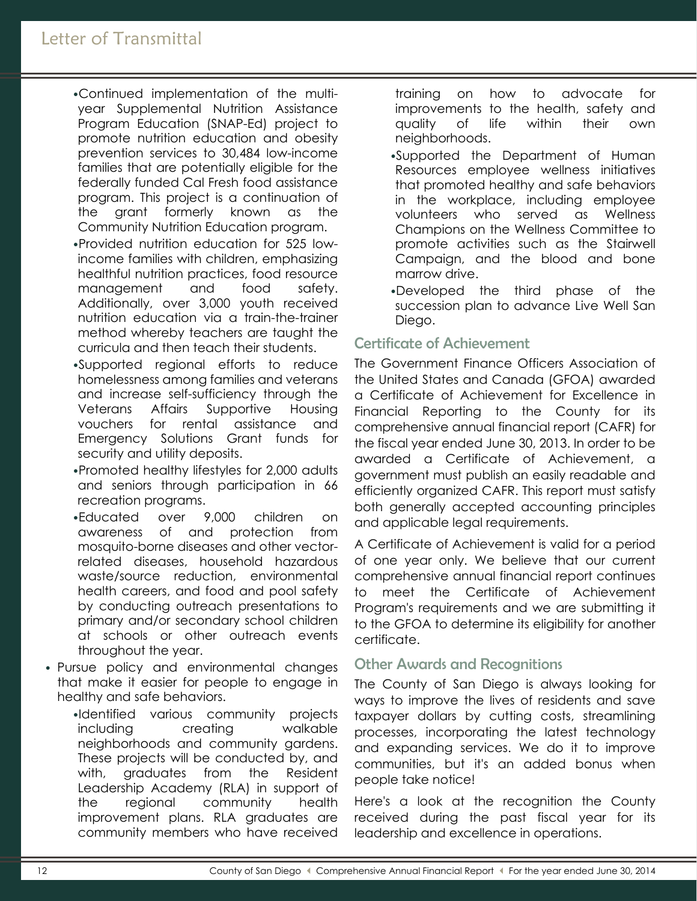- Continued implementation of the multi-year Supplemental Nutrition Assistance Program Education (SNAP-Ed) project to promote nutrition education and obesity prevention services to 30,484 low-income families that are potentially eligible for the federally funded Cal Fresh food assistance program. This project is a continuation of the grant formerly known as the Community Nutrition Education program.
- Provided nutrition education for 525 low-income families with children, emphasizing healthful nutrition practices, food resource management and food safety. Additionally, over 3,000 youth received nutrition education via a train-the-trainer method whereby teachers are taught the curricula and then teach their students.
- Supported regional efforts to reduce homelessness among families and veterans and increase self-sufficiency through the Veterans Affairs Supportive Housing vouchers for rental assistance and Emergency Solutions Grant funds for security and utility deposits.
- Promoted healthy lifestyles for 2,000 adults and seniors through participation in 66 recreation programs.
- Educated over 9,000 children on awareness of and protection from mosquito-borne diseases and other vector-related diseases, household hazardous waste/source reduction, environmental health careers, and food and pool safety by conducting outreach presentations to primary and/or secondary school children at schools or other outreach events throughout the year.

- Pursue policy and environmental changes that make it easier for people to engage in healthy and safe behaviors.
  - Identified various community projects including creating walkable neighborhoods and community gardens. These projects will be conducted by, and with, graduates from the Resident Leadership Academy (RLA) in support of the regional community health improvement plans. RLA graduates are community members who have received training on how to advocate for improvements to the health, safety and quality of life within their own neighborhoods.
  - Supported the Department of Human Resources employee wellness initiatives that promoted healthy and safe behaviors in the workplace, including employee volunteers who served as Wellness Champions on the Wellness Committee to promote activities such as the Stairwell Campaign, and the blood and bone marrow drive.
  - Developed the third phase of the succession plan to advance Live Well San Diego.

## Certificate of Achievement

The Government Finance Officers Association of the United States and Canada (GFOA) awarded a Certificate of Achievement for Excellence in Financial Reporting to the County for its comprehensive annual financial report (CAFR) for the fiscal year ended June 30, 2013. In order to be awarded a Certificate of Achievement, a government must publish an easily readable and efficiently organized CAFR. This report must satisfy both generally accepted accounting principles and applicable legal requirements.

A Certificate of Achievement is valid for a period of one year only. We believe that our current comprehensive annual financial report continues to meet the Certificate of Achievement Program's requirements and we are submitting it to the GFOA to determine its eligibility for another certificate.

## Other Awards and Recognitions

The County of San Diego is always looking for ways to improve the lives of residents and save taxpayer dollars by cutting costs, streamlining processes, incorporating the latest technology and expanding services. We do it to improve communities, but it's an added bonus when people take notice!

Here's a look at the recognition the County received during the past fiscal year for its leadership and excellence in operations.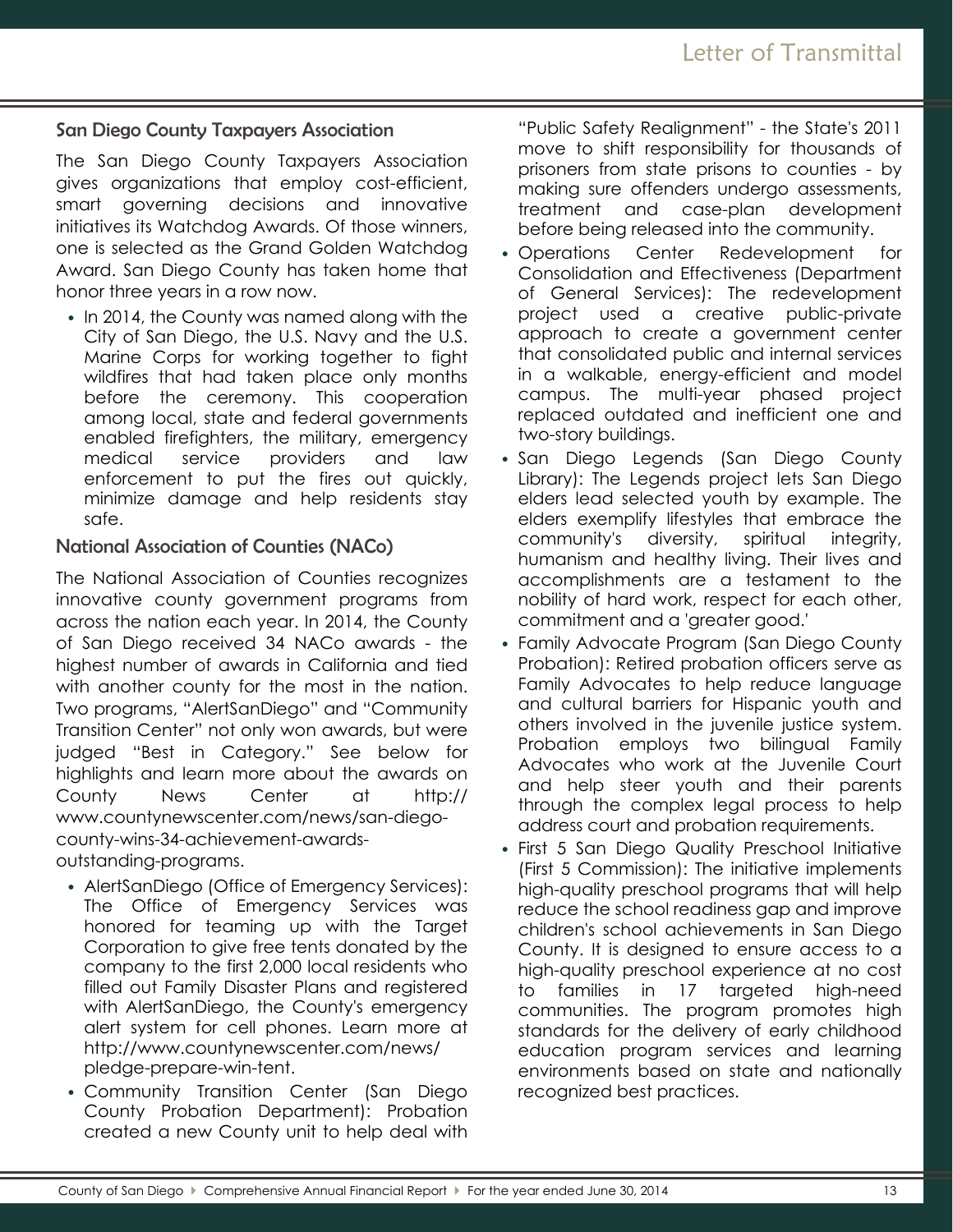## San Diego County Taxpayers Association

The San Diego County Taxpayers Association gives organizations that employ cost-efficient, smart governing decisions and innovative initiatives its Watchdog Awards. Of those winners, one is selected as the Grand Golden Watchdog Award. San Diego County has taken home that honor three years in a row now.

- In 2014, the County was named along with the City of San Diego, the U.S. Navy and the U.S. Marine Corps for working together to fight wildfires that had taken place only months before the ceremony. This cooperation among local, state and federal governments enabled firefighters, the military, emergency medical service providers and law enforcement to put the fires out quickly, minimize damage and help residents stay safe.

## National Association of Counties (NACo)

The National Association of Counties recognizes innovative county government programs from across the nation each year. In 2014, the County of San Diego received 34 NACo awards - the highest number of awards in California and tied with another county for the most in the nation. Two programs, "AlertSanDiego" and "Community Transition Center" not only won awards, but were judged "Best in Category." See below for highlights and learn more about the awards on County News Center at http://www.countynewscenter.com/news/san-diego-county-wins-34-achievement-awards-outstanding-programs.

- AlertSanDiego (Office of Emergency Services): The Office of Emergency Services was honored for teaming up with the Target Corporation to give free tents donated by the company to the first 2,000 local residents who filled out Family Disaster Plans and registered with AlertSanDiego, the County's emergency alert system for cell phones. Learn more at http://www.countynewscenter.com/news/pledge-prepare-win-tent.
- Community Transition Center (San Diego County Probation Department): Probation created a new County unit to help deal with "Public Safety Realignment" - the State's 2011 move to shift responsibility for thousands of prisoners from state prisons to counties - by making sure offenders undergo assessments, treatment and case-plan development before being released into the community.
- Operations Center Redevelopment for Consolidation and Effectiveness (Department of General Services): The redevelopment project used a creative public-private approach to create a government center that consolidated public and internal services in a walkable, energy-efficient and model campus. The multi-year phased project replaced outdated and inefficient one and two-story buildings.
- San Diego Legends (San Diego County Library): The Legends project lets San Diego elders lead selected youth by example. The elders exemplify lifestyles that embrace the community's diversity, spiritual integrity, humanism and healthy living. Their lives and accomplishments are a testament to the nobility of hard work, respect for each other, commitment and a 'greater good.'
- Family Advocate Program (San Diego County Probation): Retired probation officers serve as Family Advocates to help reduce language and cultural barriers for Hispanic youth and others involved in the juvenile justice system. Probation employs two bilingual Family Advocates who work at the Juvenile Court and help steer youth and their parents through the complex legal process to help address court and probation requirements.
- First 5 San Diego Quality Preschool Initiative (First 5 Commission): The initiative implements high-quality preschool programs that will help reduce the school readiness gap and improve children's school achievements in San Diego County. It is designed to ensure access to a high-quality preschool experience at no cost to families in 17 targeted high-need communities. The program promotes high standards for the delivery of early childhood education program services and learning environments based on state and nationally recognized best practices.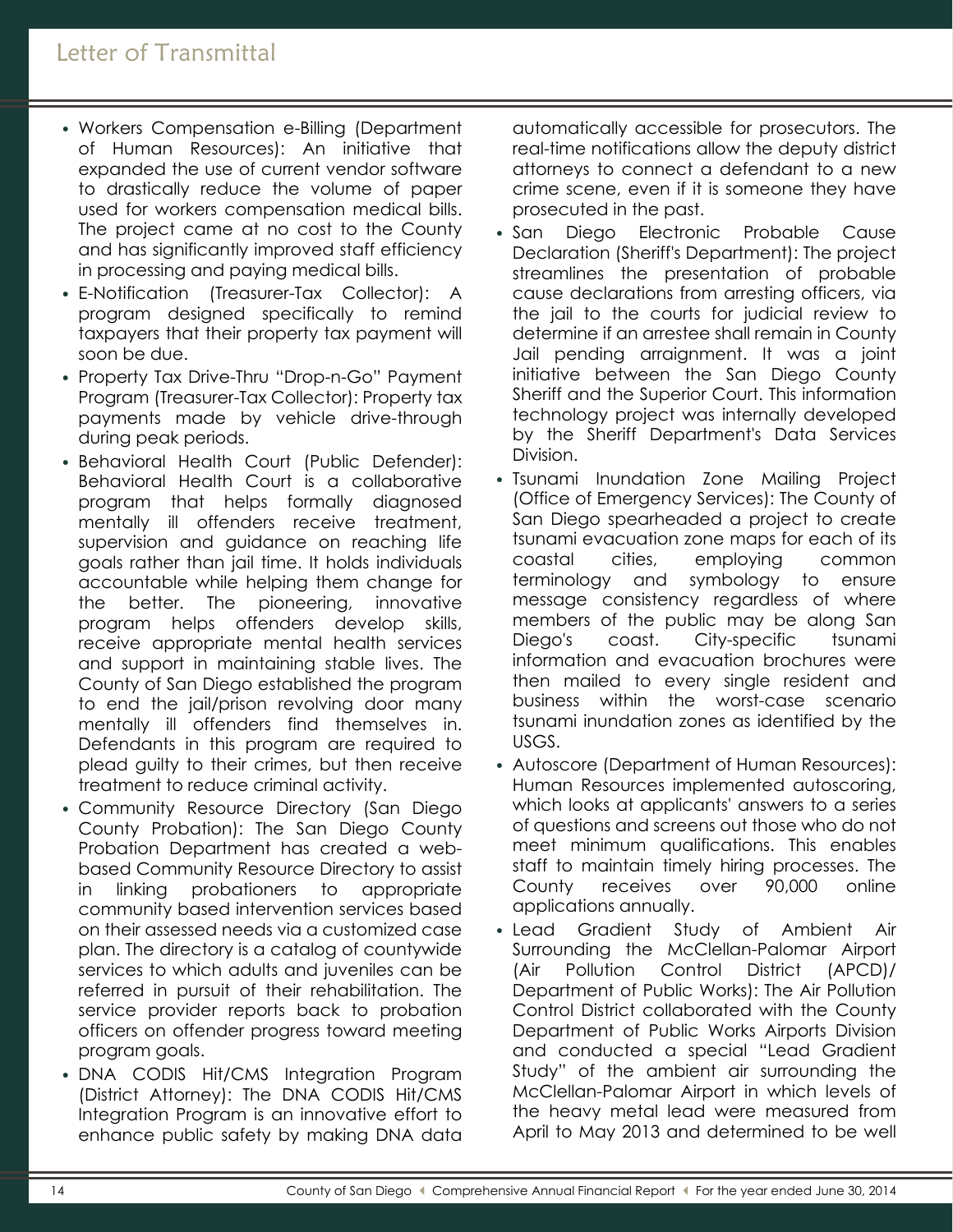- Workers Compensation e-Billing (Department of Human Resources): An initiative that expanded the use of current vendor software to drastically reduce the volume of paper used for workers compensation medical bills. The project came at no cost to the County and has significantly improved staff efficiency in processing and paying medical bills.
- E-Notification (Treasurer-Tax Collector): A program designed specifically to remind taxpayers that their property tax payment will soon be due.
- Property Tax Drive-Thru "Drop-n-Go" Payment Program (Treasurer-Tax Collector): Property tax payments made by vehicle drive-through during peak periods.
- Behavioral Health Court (Public Defender): Behavioral Health Court is a collaborative program that helps formally diagnosed mentally ill offenders receive treatment, supervision and guidance on reaching life goals rather than jail time. It holds individuals accountable while helping them change for the better. The pioneering, innovative program helps offenders develop skills, receive appropriate mental health services and support in maintaining stable lives. The County of San Diego established the program to end the jail/prison revolving door many mentally ill offenders find themselves in. Defendants in this program are required to plead guilty to their crimes, but then receive treatment to reduce criminal activity.
- Community Resource Directory (San Diego County Probation): The San Diego County Probation Department has created a web-based Community Resource Directory to assist in linking probationers to appropriate community based intervention services based on their assessed needs via a customized case plan. The directory is a catalog of countywide services to which adults and juveniles can be referred in pursuit of their rehabilitation. The service provider reports back to probation officers on offender progress toward meeting program goals.
- DNA CODIS Hit/CMS Integration Program (District Attorney): The DNA CODIS Hit/CMS Integration Program is an innovative effort to enhance public safety by making DNA data automatically accessible for prosecutors. The real-time notifications allow the deputy district attorneys to connect a defendant to a new crime scene, even if it is someone they have prosecuted in the past.
- San Diego Electronic Probable Cause Declaration (Sheriff's Department): The project streamlines the presentation of probable cause declarations from arresting officers, via the jail to the courts for judicial review to determine if an arrestee shall remain in County Jail pending arraignment. It was a joint initiative between the San Diego County Sheriff and the Superior Court. This information technology project was internally developed by the Sheriff Department's Data Services Division.
- Tsunami Inundation Zone Mailing Project (Office of Emergency Services): The County of San Diego spearheaded a project to create tsunami evacuation zone maps for each of its coastal cities, employing common terminology and symbology to ensure message consistency regardless of where members of the public may be along San Diego's coast. City-specific tsunami information and evacuation brochures were then mailed to every single resident and business within the worst-case scenario tsunami inundation zones as identified by the USGS.
- Autoscore (Department of Human Resources): Human Resources implemented autoscoring, which looks at applicants' answers to a series of questions and screens out those who do not meet minimum qualifications. This enables staff to maintain timely hiring processes. The County receives over 90,000 online applications annually.
- Lead Gradient Study of Ambient Air Surrounding the McClellan-Palomar Airport (Air Pollution Control District (APCD)/ Department of Public Works): The Air Pollution Control District collaborated with the County Department of Public Works Airports Division and conducted a special "Lead Gradient Study" of the ambient air surrounding the McClellan-Palomar Airport in which levels of the heavy metal lead were measured from April to May 2013 and determined to be well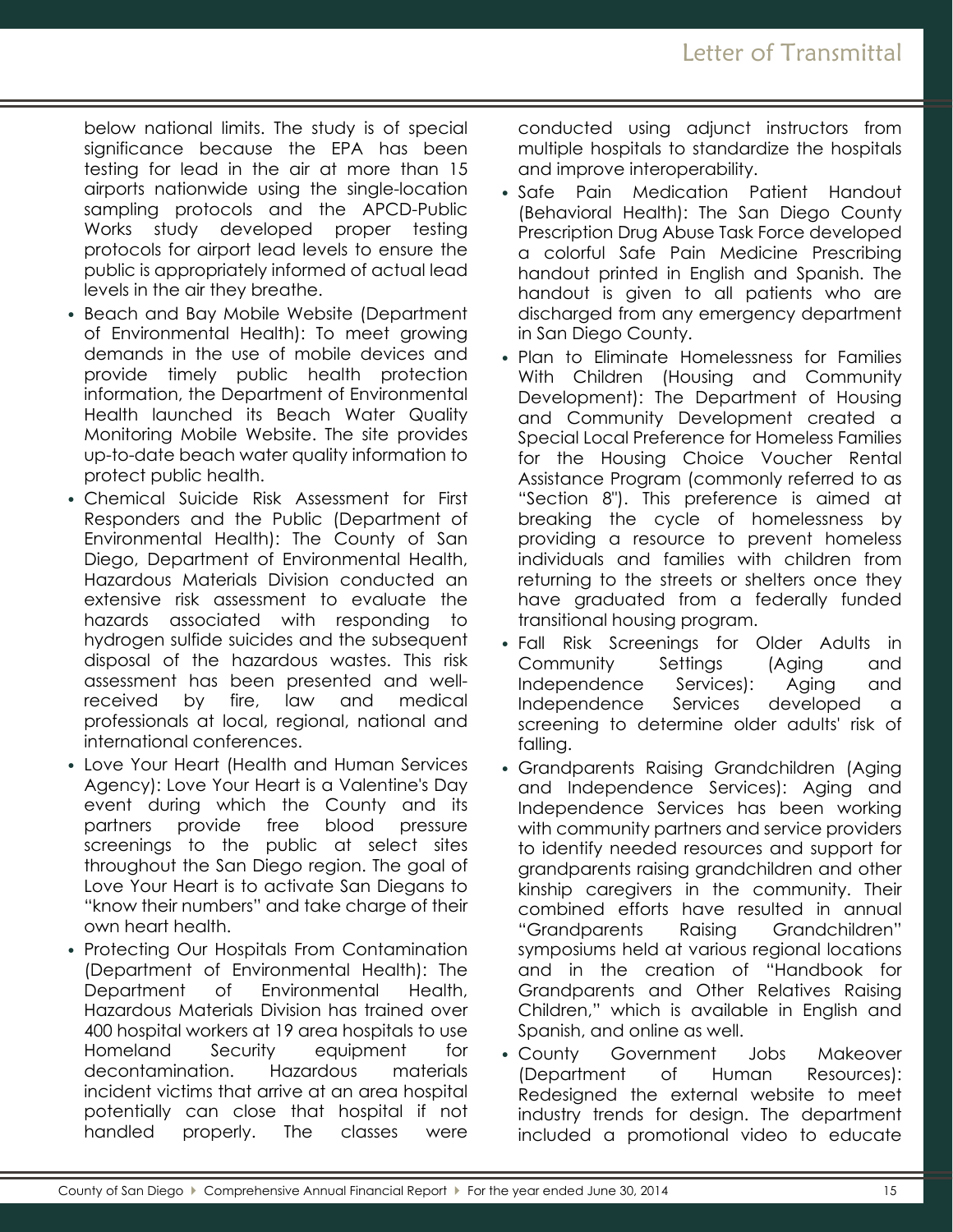below national limits. The study is of special significance because the EPA has been testing for lead in the air at more than 15 airports nationwide using the single-location sampling protocols and the APCD-Public Works study developed proper testing protocols for airport lead levels to ensure the public is appropriately informed of actual lead levels in the air they breathe.

- Beach and Bay Mobile Website (Department of Environmental Health): To meet growing demands in the use of mobile devices and provide timely public health protection information, the Department of Environmental Health launched its Beach Water Quality Monitoring Mobile Website. The site provides up-to-date beach water quality information to protect public health.
- Chemical Suicide Risk Assessment for First Responders and the Public (Department of Environmental Health): The County of San Diego, Department of Environmental Health, Hazardous Materials Division conducted an extensive risk assessment to evaluate the hazards associated with responding to hydrogen sulfide suicides and the subsequent disposal of the hazardous wastes. This risk assessment has been presented and well-received by fire, law and medical professionals at local, regional, national and international conferences.
- Love Your Heart (Health and Human Services Agency): Love Your Heart is a Valentine's Day event during which the County and its partners provide free blood pressure screenings to the public at select sites throughout the San Diego region. The goal of Love Your Heart is to activate San Diegans to "know their numbers" and take charge of their own heart health.
- Protecting Our Hospitals From Contamination (Department of Environmental Health): The Department of Environmental Health, Hazardous Materials Division has trained over 400 hospital workers at 19 area hospitals to use Homeland Security equipment for decontamination. Hazardous materials incident victims that arrive at an area hospital potentially can close that hospital if not handled properly. The classes were conducted using adjunct instructors from multiple hospitals to standardize the hospitals and improve interoperability.
- Safe Pain Medication Patient Handout (Behavioral Health): The San Diego County Prescription Drug Abuse Task Force developed a colorful Safe Pain Medicine Prescribing handout printed in English and Spanish. The handout is given to all patients who are discharged from any emergency department in San Diego County.
- Plan to Eliminate Homelessness for Families With Children (Housing and Community Development): The Department of Housing and Community Development created a Special Local Preference for Homeless Families for the Housing Choice Voucher Rental Assistance Program (commonly referred to as "Section 8"). This preference is aimed at breaking the cycle of homelessness by providing a resource to prevent homeless individuals and families with children from returning to the streets or shelters once they have graduated from a federally funded transitional housing program.
- Fall Risk Screenings for Older Adults in Community Settings (Aging and Independence Services): Aging and Independence Services developed a screening to determine older adults' risk of falling.
- Grandparents Raising Grandchildren (Aging and Independence Services): Aging and Independence Services has been working with community partners and service providers to identify needed resources and support for grandparents raising grandchildren and other kinship caregivers in the community. Their combined efforts have resulted in annual "Grandparents Raising Grandchildren" symposiums held at various regional locations and in the creation of "Handbook for Grandparents and Other Relatives Raising Children," which is available in English and Spanish, and online as well.
- County Government Jobs Makeover (Department of Human Resources): Redesigned the external website to meet industry trends for design. The department included a promotional video to educate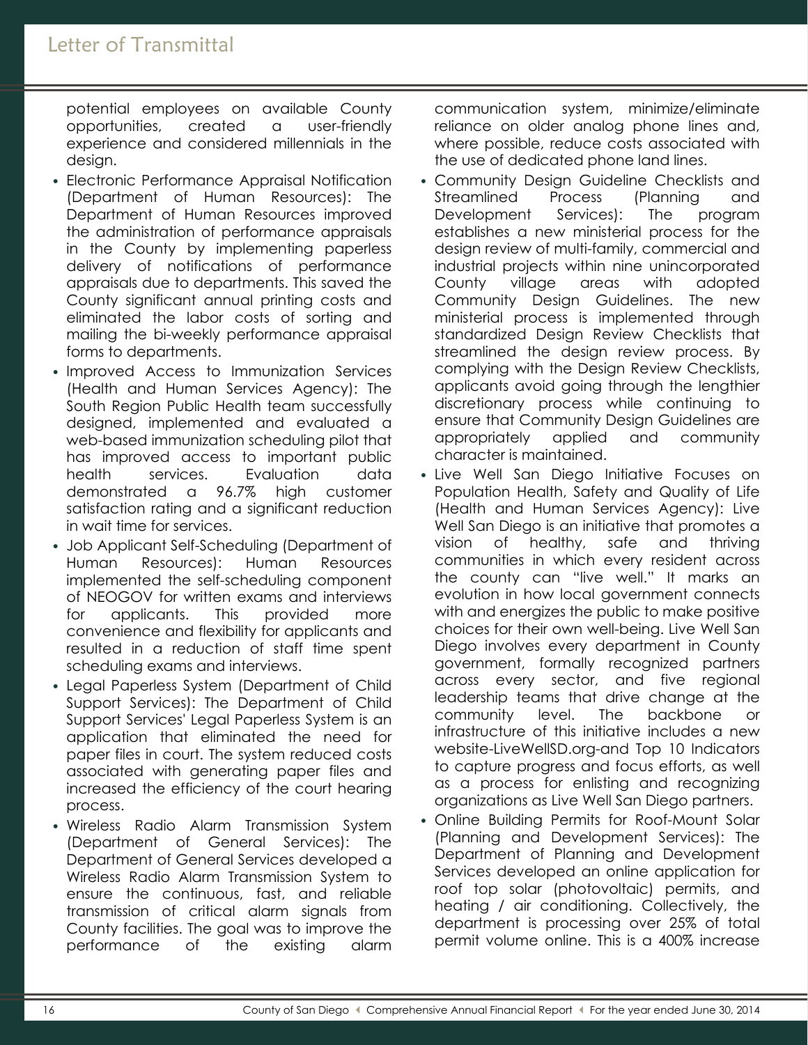potential employees on available County opportunities, created a user-friendly experience and considered millennials in the design.

- Electronic Performance Appraisal Notification (Department of Human Resources): The Department of Human Resources improved the administration of performance appraisals in the County by implementing paperless delivery of notifications of performance appraisals due to departments. This saved the County significant annual printing costs and eliminated the labor costs of sorting and mailing the bi-weekly performance appraisal forms to departments.
- Improved Access to Immunization Services (Health and Human Services Agency): The South Region Public Health team successfully designed, implemented and evaluated a web-based immunization scheduling pilot that has improved access to important public health services. Evaluation data demonstrated a 96.7% high customer satisfaction rating and a significant reduction in wait time for services.
- Job Applicant Self-Scheduling (Department of Human Resources): Human Resources implemented the self-scheduling component of NEOGOV for written exams and interviews for applicants. This provided more convenience and flexibility for applicants and resulted in a reduction of staff time spent scheduling exams and interviews.
- Legal Paperless System (Department of Child Support Services): The Department of Child Support Services' Legal Paperless System is an application that eliminated the need for paper files in court. The system reduced costs associated with generating paper files and increased the efficiency of the court hearing process.
- Wireless Radio Alarm Transmission System (Department of General Services): The Department of General Services developed a Wireless Radio Alarm Transmission System to ensure the continuous, fast, and reliable transmission of critical alarm signals from County facilities. The goal was to improve the performance of the existing alarm communication system, minimize/eliminate reliance on older analog phone lines and, where possible, reduce costs associated with the use of dedicated phone land lines.
- Community Design Guideline Checklists and Streamlined Process (Planning and Development Services): The program establishes a new ministerial process for the design review of multi-family, commercial and industrial projects within nine unincorporated County village areas with adopted Community Design Guidelines. The new ministerial process is implemented through standardized Design Review Checklists that streamlined the design review process. By complying with the Design Review Checklists, applicants avoid going through the lengthier discretionary process while continuing to ensure that Community Design Guidelines are appropriately applied and community character is maintained.
- Live Well San Diego Initiative Focuses on Population Health, Safety and Quality of Life (Health and Human Services Agency): Live Well San Diego is an initiative that promotes a vision of healthy, safe and thriving communities in which every resident across the county can "live well." It marks an evolution in how local government connects with and energizes the public to make positive choices for their own well-being. Live Well San Diego involves every department in County government, formally recognized partners across every sector, and five regional leadership teams that drive change at the community level. The backbone or infrastructure of this initiative includes a new website-LiveWellSD.org-and Top 10 Indicators to capture progress and focus efforts, as well as a process for enlisting and recognizing organizations as Live Well San Diego partners.
- Online Building Permits for Roof-Mount Solar (Planning and Development Services): The Department of Planning and Development Services developed an online application for roof top solar (photovoltaic) permits, and heating / air conditioning. Collectively, the department is processing over 25% of total permit volume online. This is a 400% increase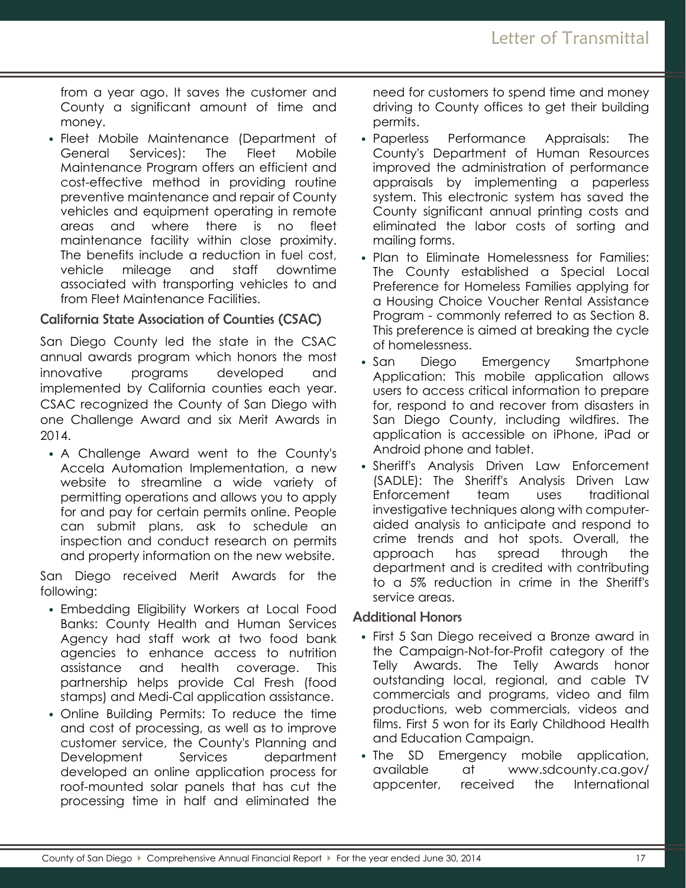from a year ago. It saves the customer and County a significant amount of time and money.

- Fleet Mobile Maintenance (Department of General Services): The Fleet Mobile Maintenance Program offers an efficient and cost-effective method in providing routine preventive maintenance and repair of County vehicles and equipment operating in remote areas and where there is no fleet maintenance facility within close proximity. The benefits include a reduction in fuel cost, vehicle mileage and staff downtime associated with transporting vehicles to and from Fleet Maintenance Facilities.

### California State Association of Counties (CSAC)

San Diego County led the state in the CSAC annual awards program which honors the most innovative programs developed and implemented by California counties each year. CSAC recognized the County of San Diego with one Challenge Award and six Merit Awards in 2014.

- A Challenge Award went to the County's Accela Automation Implementation, a new website to streamline a wide variety of permitting operations and allows you to apply for and pay for certain permits online. People can submit plans, ask to schedule an inspection and conduct research on permits and property information on the new website.

San Diego received Merit Awards for the following:

- Embedding Eligibility Workers at Local Food Banks: County Health and Human Services Agency had staff work at two food bank agencies to enhance access to nutrition assistance and health coverage. This partnership helps provide Cal Fresh (food stamps) and Medi-Cal application assistance.
- Online Building Permits: To reduce the time and cost of processing, as well as to improve customer service, the County's Planning and Development Services department developed an online application process for roof-mounted solar panels that has cut the processing time in half and eliminated the need for customers to spend time and money driving to County offices to get their building permits.
- Paperless Performance Appraisals: The County's Department of Human Resources improved the administration of performance appraisals by implementing a paperless system. This electronic system has saved the County significant annual printing costs and eliminated the labor costs of sorting and mailing forms.
- Plan to Eliminate Homelessness for Families: The County established a Special Local Preference for Homeless Families applying for a Housing Choice Voucher Rental Assistance Program - commonly referred to as Section 8. This preference is aimed at breaking the cycle of homelessness.
- San Diego Emergency Smartphone Application: This mobile application allows users to access critical information to prepare for, respond to and recover from disasters in San Diego County, including wildfires. The application is accessible on iPhone, iPad or Android phone and tablet.
- Sheriff's Analysis Driven Law Enforcement (SADLE): The Sheriff's Analysis Driven Law Enforcement team uses traditional investigative techniques along with computer-aided analysis to anticipate and respond to crime trends and hot spots. Overall, the approach has spread through the department and is credited with contributing to a 5% reduction in crime in the Sheriff's service areas.

### Additional Honors

- First 5 San Diego received a Bronze award in the Campaign-Not-for-Profit category of the Telly Awards. The Telly Awards honor outstanding local, regional, and cable TV commercials and programs, video and film productions, web commercials, videos and films. First 5 won for its Early Childhood Health and Education Campaign.
- The SD Emergency mobile application, available at www.sdcounty.ca.gov/appcenter, received the International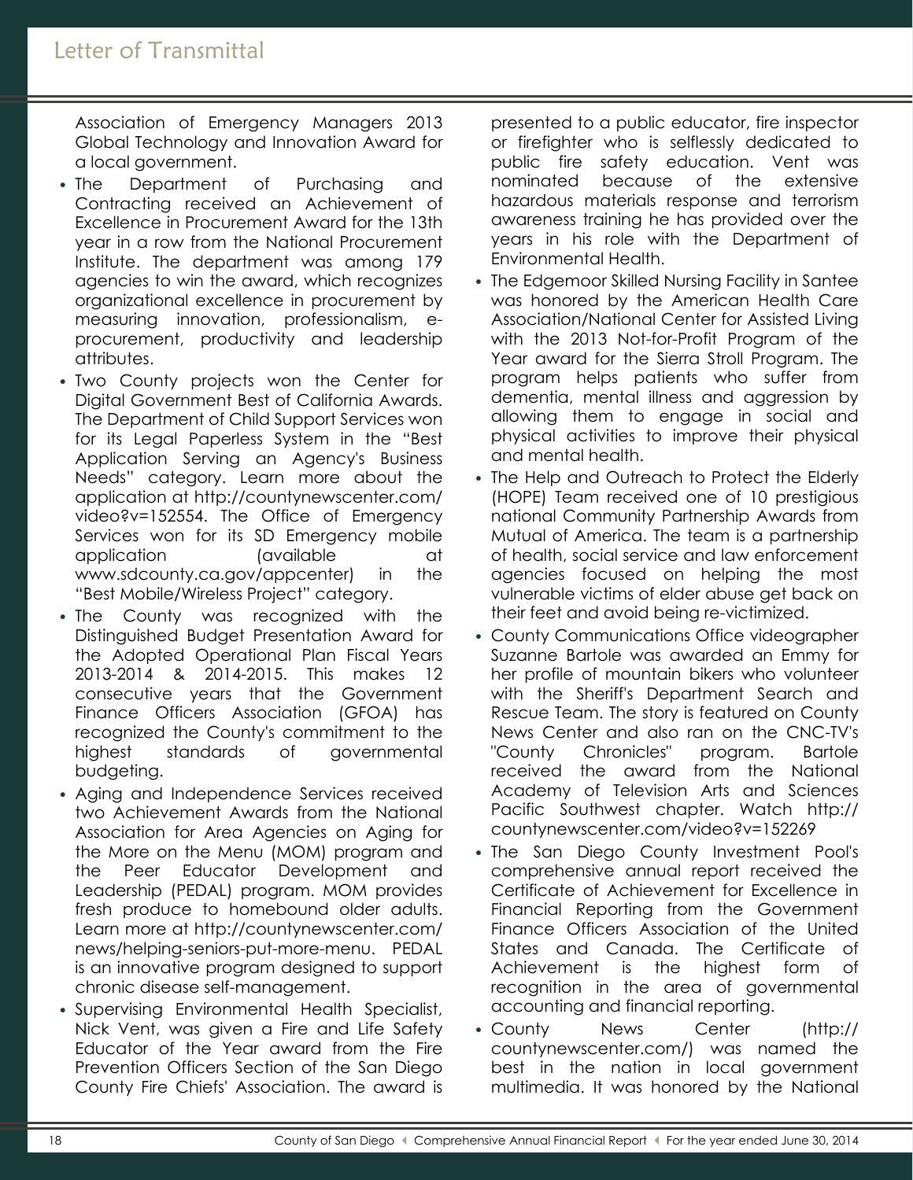Association of Emergency Managers 2013 Global Technology and Innovation Award for a local government.

- The Department of Purchasing and Contracting received an Achievement of Excellence in Procurement Award for the 13th year in a row from the National Procurement Institute. The department was among 179 agencies to win the award, which recognizes organizational excellence in procurement by measuring innovation, professionalism, e-procurement, productivity and leadership attributes.
- Two County projects won the Center for Digital Government Best of California Awards. The Department of Child Support Services won for its Legal Paperless System in the "Best Application Serving an Agency's Business Needs" category. Learn more about the application at http://countynewscenter.com/video?v=152554. The Office of Emergency Services won for its SD Emergency mobile application (available at www.sdcounty.ca.gov/appcenter) in the "Best Mobile/Wireless Project" category.
- The County was recognized with the Distinguished Budget Presentation Award for the Adopted Operational Plan Fiscal Years 2013-2014 & 2014-2015. This makes 12 consecutive years that the Government Finance Officers Association (GFOA) has recognized the County's commitment to the highest standards of governmental budgeting.
- Aging and Independence Services received two Achievement Awards from the National Association for Area Agencies on Aging for the More on the Menu (MOM) program and the Peer Educator Development and Leadership (PEDAL) program. MOM provides fresh produce to homebound older adults. Learn more at http://countynewscenter.com/news/helping-seniors-put-more-menu. PEDAL is an innovative program designed to support chronic disease self-management.
- Supervising Environmental Health Specialist, Nick Vent, was given a Fire and Life Safety Educator of the Year award from the Fire Prevention Officers Section of the San Diego County Fire Chiefs' Association. The award is presented to a public educator, fire inspector or firefighter who is selflessly dedicated to public fire safety education. Vent was nominated because of the extensive hazardous materials response and terrorism awareness training he has provided over the years in his role with the Department of Environmental Health.
- The Edgemoor Skilled Nursing Facility in Santee was honored by the American Health Care Association/National Center for Assisted Living with the 2013 Not-for-Profit Program of the Year award for the Sierra Stroll Program. The program helps patients who suffer from dementia, mental illness and aggression by allowing them to engage in social and physical activities to improve their physical and mental health.
- The Help and Outreach to Protect the Elderly (HOPE) Team received one of 10 prestigious national Community Partnership Awards from Mutual of America. The team is a partnership of health, social service and law enforcement agencies focused on helping the most vulnerable victims of elder abuse get back on their feet and avoid being re-victimized.
- County Communications Office videographer Suzanne Bartole was awarded an Emmy for her profile of mountain bikers who volunteer with the Sheriff's Department Search and Rescue Team. The story is featured on County News Center and also ran on the CNC-TV's "County Chronicles" program. Bartole received the award from the National Academy of Television Arts and Sciences Pacific Southwest chapter. Watch http://countynewscenter.com/video?v=152269
- The San Diego County Investment Pool's comprehensive annual report received the Certificate of Achievement for Excellence in Financial Reporting from the Government Finance Officers Association of the United States and Canada. The Certificate of Achievement is the highest form of recognition in the area of governmental accounting and financial reporting.
- County News Center (http://countynewscenter.com/) was named the best in the nation in local government multimedia. It was honored by the National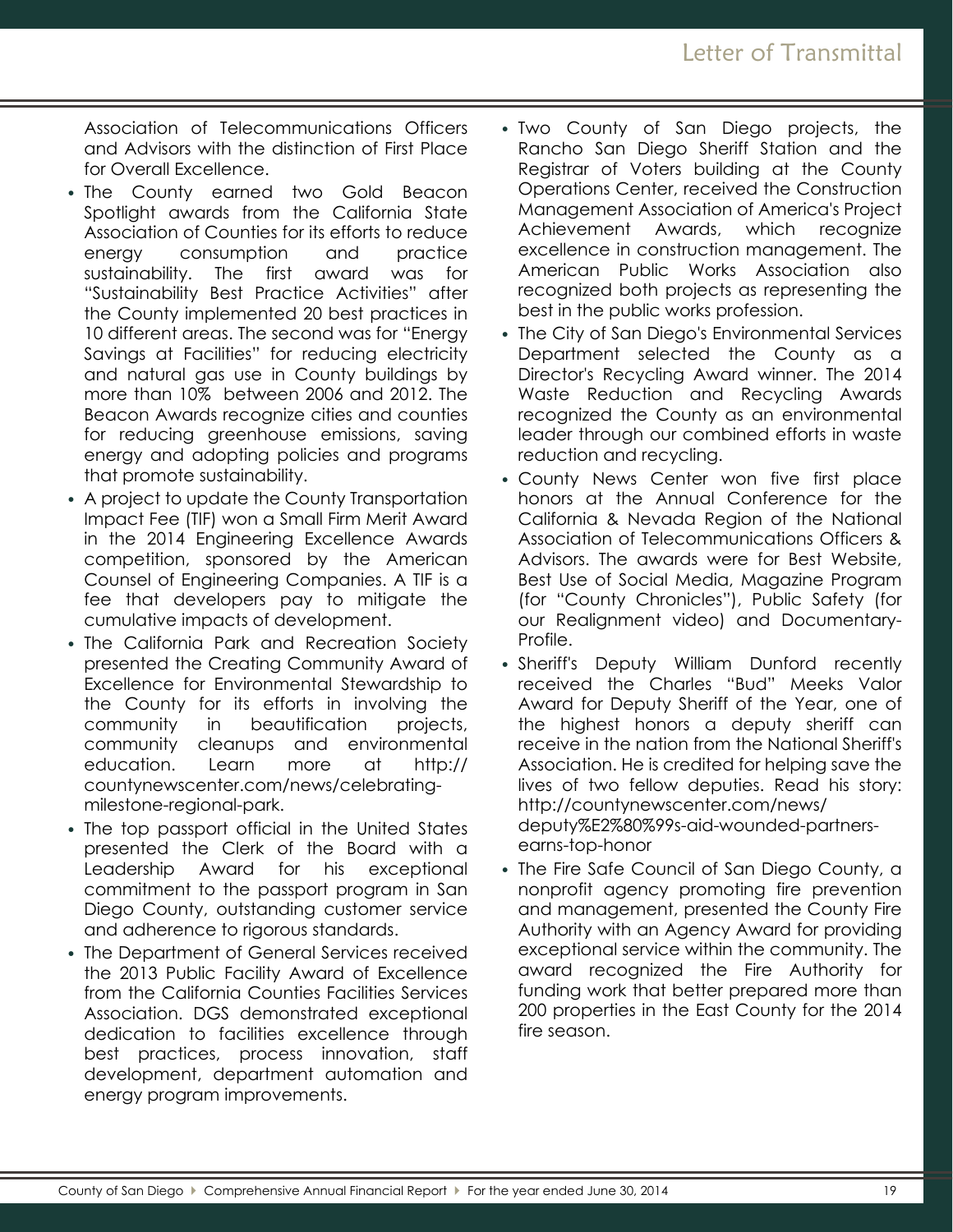Association of Telecommunications Officers and Advisors with the distinction of First Place for Overall Excellence.

- The County earned two Gold Beacon Spotlight awards from the California State Association of Counties for its efforts to reduce energy consumption and practice sustainability. The first award was for "Sustainability Best Practice Activities" after the County implemented 20 best practices in 10 different areas. The second was for "Energy Savings at Facilities" for reducing electricity and natural gas use in County buildings by more than 10% between 2006 and 2012. The Beacon Awards recognize cities and counties for reducing greenhouse emissions, saving energy and adopting policies and programs that promote sustainability.
- A project to update the County Transportation Impact Fee (TIF) won a Small Firm Merit Award in the 2014 Engineering Excellence Awards competition, sponsored by the American Counsel of Engineering Companies. A TIF is a fee that developers pay to mitigate the cumulative impacts of development.
- The California Park and Recreation Society presented the Creating Community Award of Excellence for Environmental Stewardship to the County for its efforts in involving the community in beautification projects, community cleanups and environmental education. Learn more at http://countynewscenter.com/news/celebrating-milestone-regional-park.
- The top passport official in the United States presented the Clerk of the Board with a Leadership Award for his exceptional commitment to the passport program in San Diego County, outstanding customer service and adherence to rigorous standards.
- The Department of General Services received the 2013 Public Facility Award of Excellence from the California Counties Facilities Services Association. DGS demonstrated exceptional dedication to facilities excellence through best practices, process innovation, staff development, department automation and energy program improvements.
- Two County of San Diego projects, the Rancho San Diego Sheriff Station and the Registrar of Voters building at the County Operations Center, received the Construction Management Association of America's Project Achievement Awards, which recognize excellence in construction management. The American Public Works Association also recognized both projects as representing the best in the public works profession.
- The City of San Diego's Environmental Services Department selected the County as a Director's Recycling Award winner. The 2014 Waste Reduction and Recycling Awards recognized the County as an environmental leader through our combined efforts in waste reduction and recycling.
- County News Center won five first place honors at the Annual Conference for the California & Nevada Region of the National Association of Telecommunications Officers & Advisors. The awards were for Best Website, Best Use of Social Media, Magazine Program (for "County Chronicles"), Public Safety (for our Realignment video) and Documentary-Profile.
- Sheriff's Deputy William Dunford recently received the Charles "Bud" Meeks Valor Award for Deputy Sheriff of the Year, one of the highest honors a deputy sheriff can receive in the nation from the National Sheriff's Association. He is credited for helping save the lives of two fellow deputies. Read his story: http://countynewscenter.com/news/deputy%E2%80%99s-aid-wounded-partners-earns-top-honor
- The Fire Safe Council of San Diego County, a nonprofit agency promoting fire prevention and management, presented the County Fire Authority with an Agency Award for providing exceptional service within the community. The award recognized the Fire Authority for funding work that better prepared more than 200 properties in the East County for the 2014 fire season.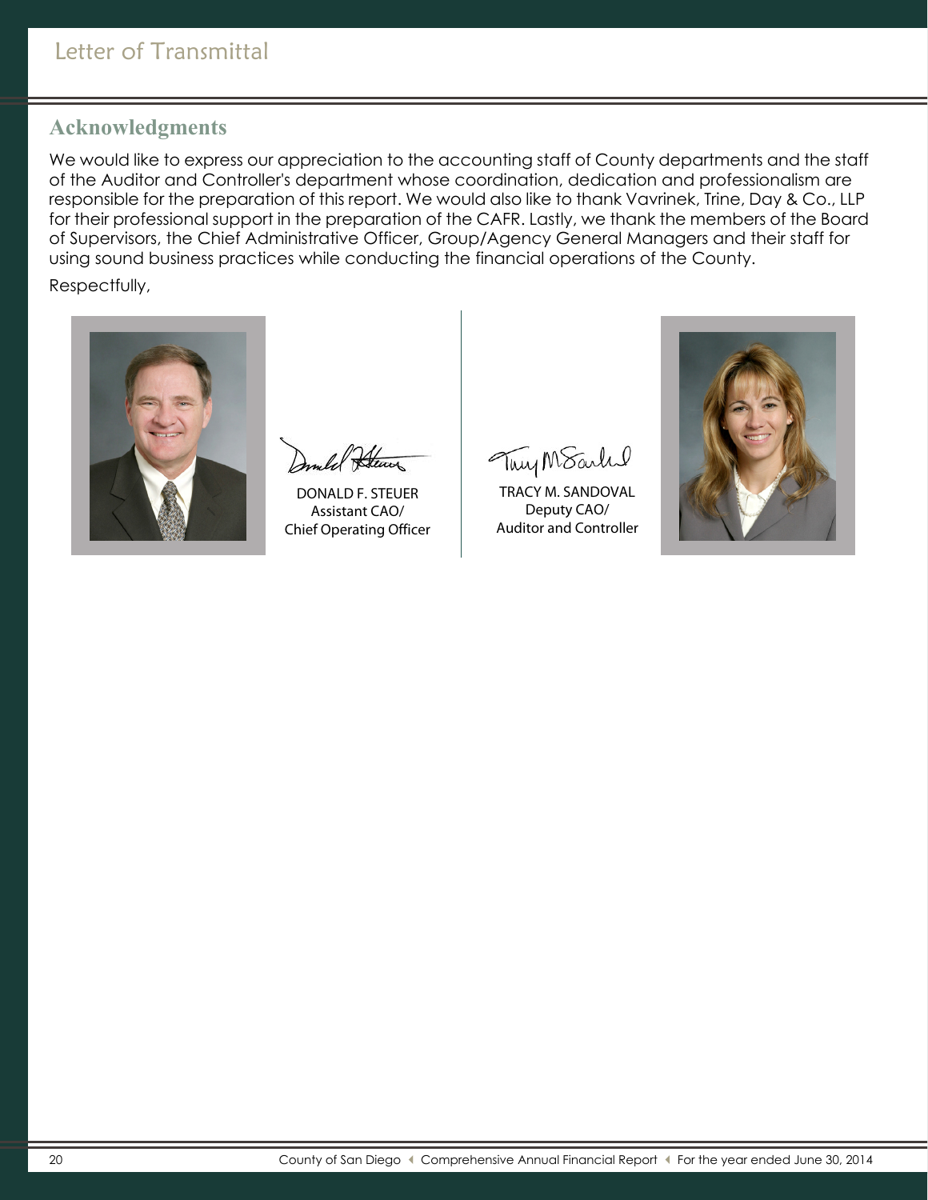## Acknowledgments

We would like to express our appreciation to the accounting staff of County departments and the staff of the Auditor and Controller's department whose coordination, dedication and professionalism are responsible for the preparation of this report. We would also like to thank Vavrinek, Trine, Day & Co., LLP for their professional support in the preparation of the CAFR. Lastly, we thank the members of the Board of Supervisors, the Chief Administrative Officer, Group/Agency General Managers and their staff for using sound business practices while conducting the financial operations of the County.

Respectfully,

DONALD F. STEUER
Assistant CAO/
Chief Operating Officer

TRACY M. SANDOVAL
Deputy CAO/
Auditor and Controller